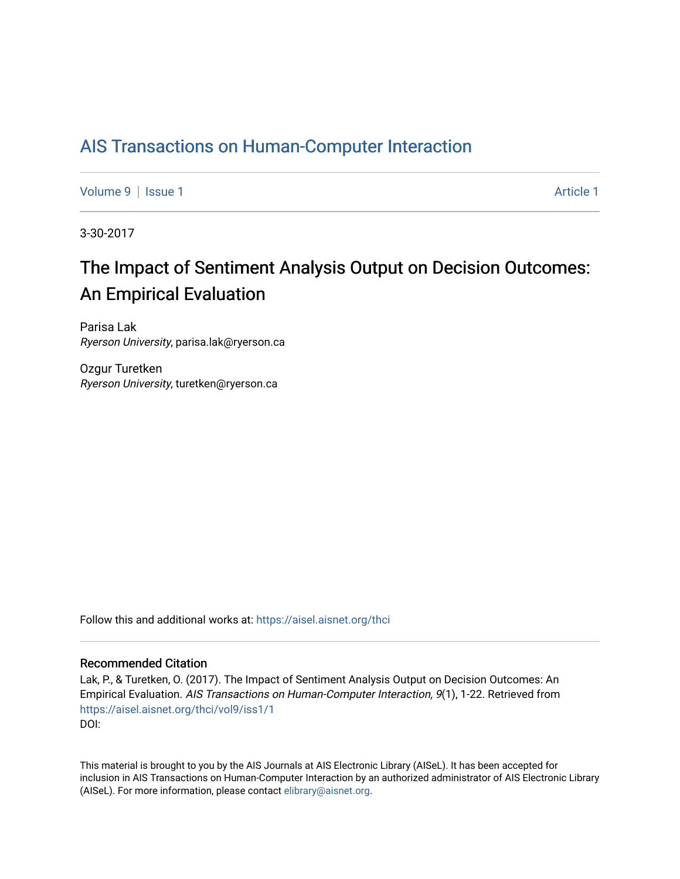# AIS Transactions on Human-Computer Interaction

Volume 9 | Issue 1 Article 1

3-30-2017

## The Impact of Sentiment Analysis Output on Decision Outcomes: An Empirical Evaluation

Parisa Lak
*Ryerson University*, parisa.lak@ryerson.ca

Ozgur Turetken
*Ryerson University*, turetken@ryerson.ca

Follow this and additional works at: https://aisel.aisnet.org/thci

### Recommended Citation

Lak, P., & Turetken, O. (2017). The Impact of Sentiment Analysis Output on Decision Outcomes: An Empirical Evaluation. *AIS Transactions on Human-Computer Interaction, 9*(1), 1-22. Retrieved from https://aisel.aisnet.org/thci/vol9/iss1/1
DOI:

This material is brought to you by the AIS Journals at AIS Electronic Library (AISeL). It has been accepted for inclusion in AIS Transactions on Human-Computer Interaction by an authorized administrator of AIS Electronic Library (AISeL). For more information, please contact elibrary@aisnet.org.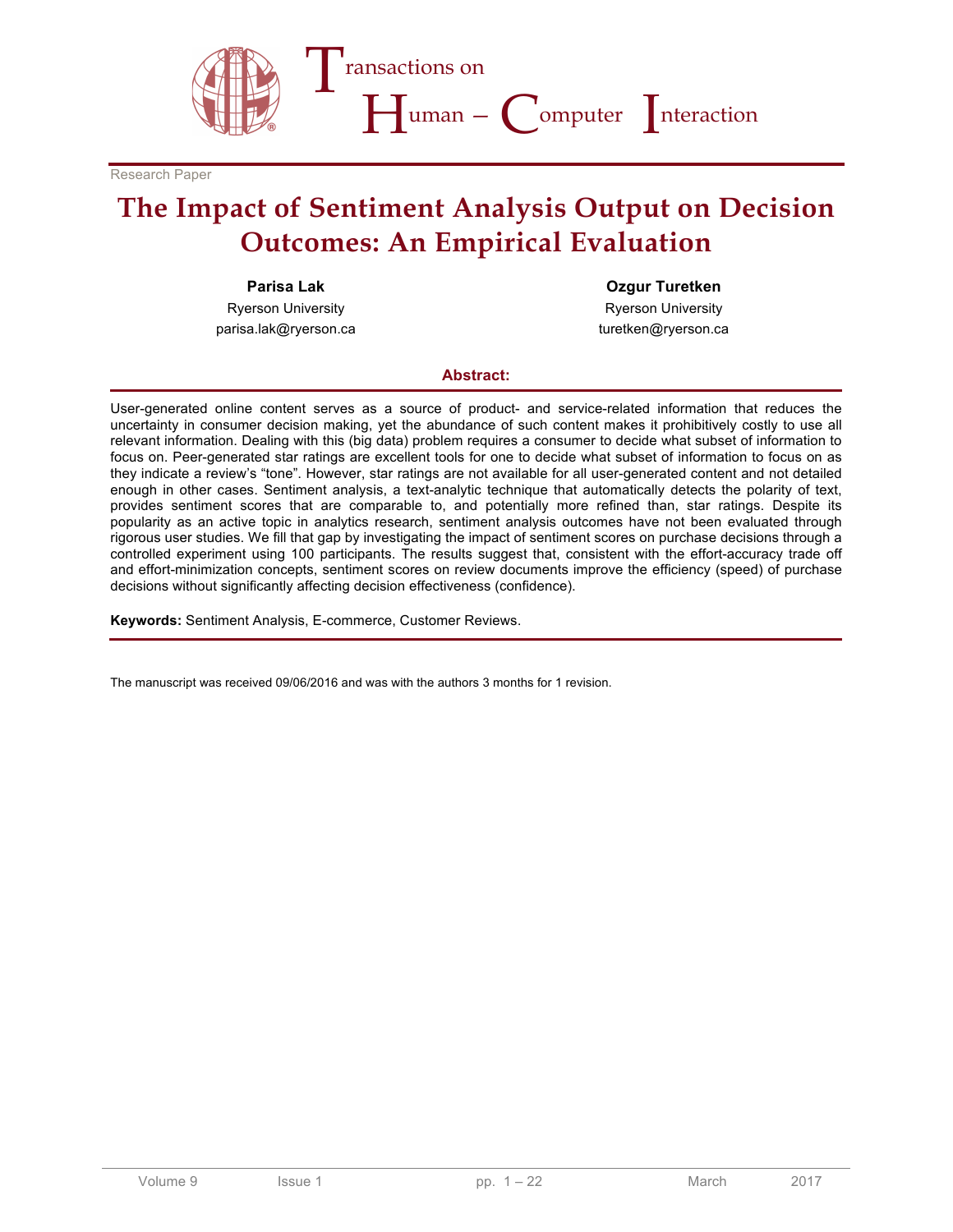Research Paper

# The Impact of Sentiment Analysis Output on Decision Outcomes: An Empirical Evaluation

**Parisa Lak**
Ryerson University
parisa.lak@ryerson.ca

**Ozgur Turetken**
Ryerson University
turetken@ryerson.ca

## Abstract:

User-generated online content serves as a source of product- and service-related information that reduces the uncertainty in consumer decision making, yet the abundance of such content makes it prohibitively costly to use all relevant information. Dealing with this (big data) problem requires a consumer to decide what subset of information to focus on. Peer-generated star ratings are excellent tools for one to decide what subset of information to focus on as they indicate a review's "tone". However, star ratings are not available for all user-generated content and not detailed enough in other cases. Sentiment analysis, a text-analytic technique that automatically detects the polarity of text, provides sentiment scores that are comparable to, and potentially more refined than, star ratings. Despite its popularity as an active topic in analytics research, sentiment analysis outcomes have not been evaluated through rigorous user studies. We fill that gap by investigating the impact of sentiment scores on purchase decisions through a controlled experiment using 100 participants. The results suggest that, consistent with the effort-accuracy trade off and effort-minimization concepts, sentiment scores on review documents improve the efficiency (speed) of purchase decisions without significantly affecting decision effectiveness (confidence).

**Keywords:** Sentiment Analysis, E-commerce, Customer Reviews.

The manuscript was received 09/06/2016 and was with the authors 3 months for 1 revision.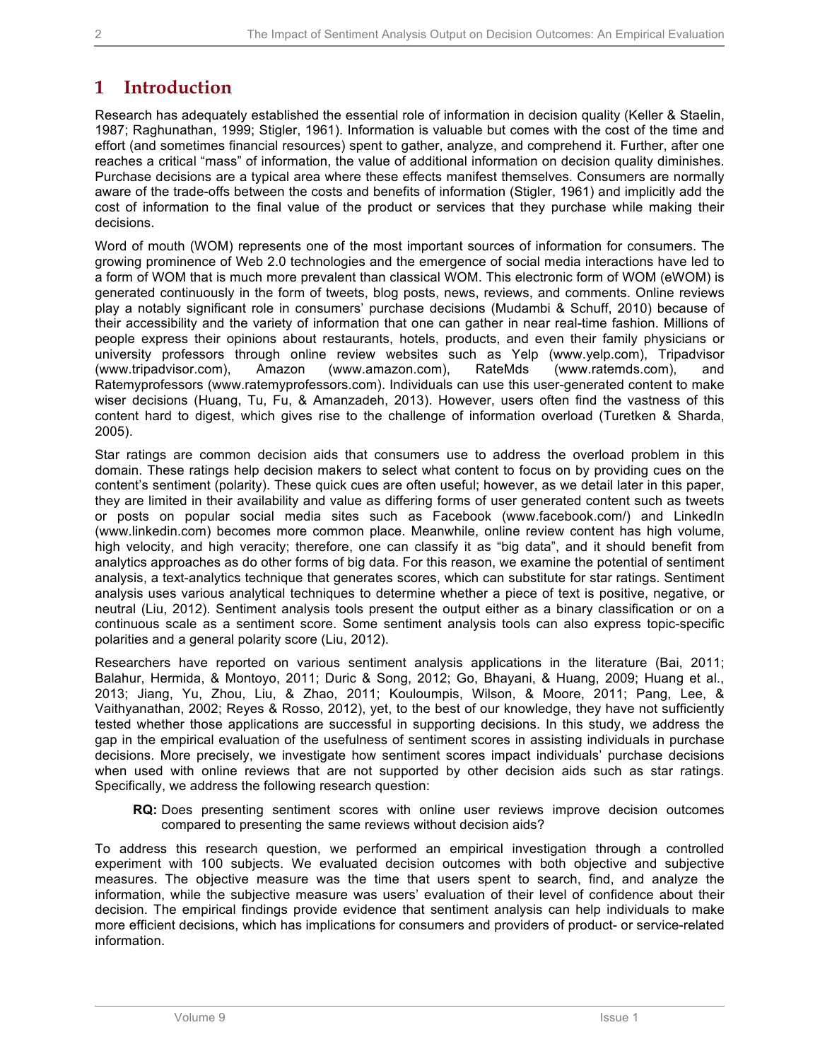# 1 Introduction

Research has adequately established the essential role of information in decision quality (Keller & Staelin, 1987; Raghunathan, 1999; Stigler, 1961). Information is valuable but comes with the cost of the time and effort (and sometimes financial resources) spent to gather, analyze, and comprehend it. Further, after one reaches a critical "mass" of information, the value of additional information on decision quality diminishes. Purchase decisions are a typical area where these effects manifest themselves. Consumers are normally aware of the trade-offs between the costs and benefits of information (Stigler, 1961) and implicitly add the cost of information to the final value of the product or services that they purchase while making their decisions.

Word of mouth (WOM) represents one of the most important sources of information for consumers. The growing prominence of Web 2.0 technologies and the emergence of social media interactions have led to a form of WOM that is much more prevalent than classical WOM. This electronic form of WOM (eWOM) is generated continuously in the form of tweets, blog posts, news, reviews, and comments. Online reviews play a notably significant role in consumers' purchase decisions (Mudambi & Schuff, 2010) because of their accessibility and the variety of information that one can gather in near real-time fashion. Millions of people express their opinions about restaurants, hotels, products, and even their family physicians or university professors through online review websites such as Yelp (www.yelp.com), Tripadvisor (www.tripadvisor.com), Amazon (www.amazon.com), RateMds (www.ratemds.com), and Ratemyprofessors (www.ratemyprofessors.com). Individuals can use this user-generated content to make wiser decisions (Huang, Tu, Fu, & Amanzadeh, 2013). However, users often find the vastness of this content hard to digest, which gives rise to the challenge of information overload (Turetken & Sharda, 2005).

Star ratings are common decision aids that consumers use to address the overload problem in this domain. These ratings help decision makers to select what content to focus on by providing cues on the content's sentiment (polarity). These quick cues are often useful; however, as we detail later in this paper, they are limited in their availability and value as differing forms of user generated content such as tweets or posts on popular social media sites such as Facebook (www.facebook.com/) and LinkedIn (www.linkedin.com) becomes more common place. Meanwhile, online review content has high volume, high velocity, and high veracity; therefore, one can classify it as "big data", and it should benefit from analytics approaches as do other forms of big data. For this reason, we examine the potential of sentiment analysis, a text-analytics technique that generates scores, which can substitute for star ratings. Sentiment analysis uses various analytical techniques to determine whether a piece of text is positive, negative, or neutral (Liu, 2012). Sentiment analysis tools present the output either as a binary classification or on a continuous scale as a sentiment score. Some sentiment analysis tools can also express topic-specific polarities and a general polarity score (Liu, 2012).

Researchers have reported on various sentiment analysis applications in the literature (Bai, 2011; Balahur, Hermida, & Montoyo, 2011; Duric & Song, 2012; Go, Bhayani, & Huang, 2009; Huang et al., 2013; Jiang, Yu, Zhou, Liu, & Zhao, 2011; Kouloumpis, Wilson, & Moore, 2011; Pang, Lee, & Vaithyanathan, 2002; Reyes & Rosso, 2012), yet, to the best of our knowledge, they have not sufficiently tested whether those applications are successful in supporting decisions. In this study, we address the gap in the empirical evaluation of the usefulness of sentiment scores in assisting individuals in purchase decisions. More precisely, we investigate how sentiment scores impact individuals' purchase decisions when used with online reviews that are not supported by other decision aids such as star ratings. Specifically, we address the following research question:

> **RQ:** Does presenting sentiment scores with online user reviews improve decision outcomes compared to presenting the same reviews without decision aids?

To address this research question, we performed an empirical investigation through a controlled experiment with 100 subjects. We evaluated decision outcomes with both objective and subjective measures. The objective measure was the time that users spent to search, find, and analyze the information, while the subjective measure was users' evaluation of their level of confidence about their decision. The empirical findings provide evidence that sentiment analysis can help individuals to make more efficient decisions, which has implications for consumers and providers of product- or service-related information.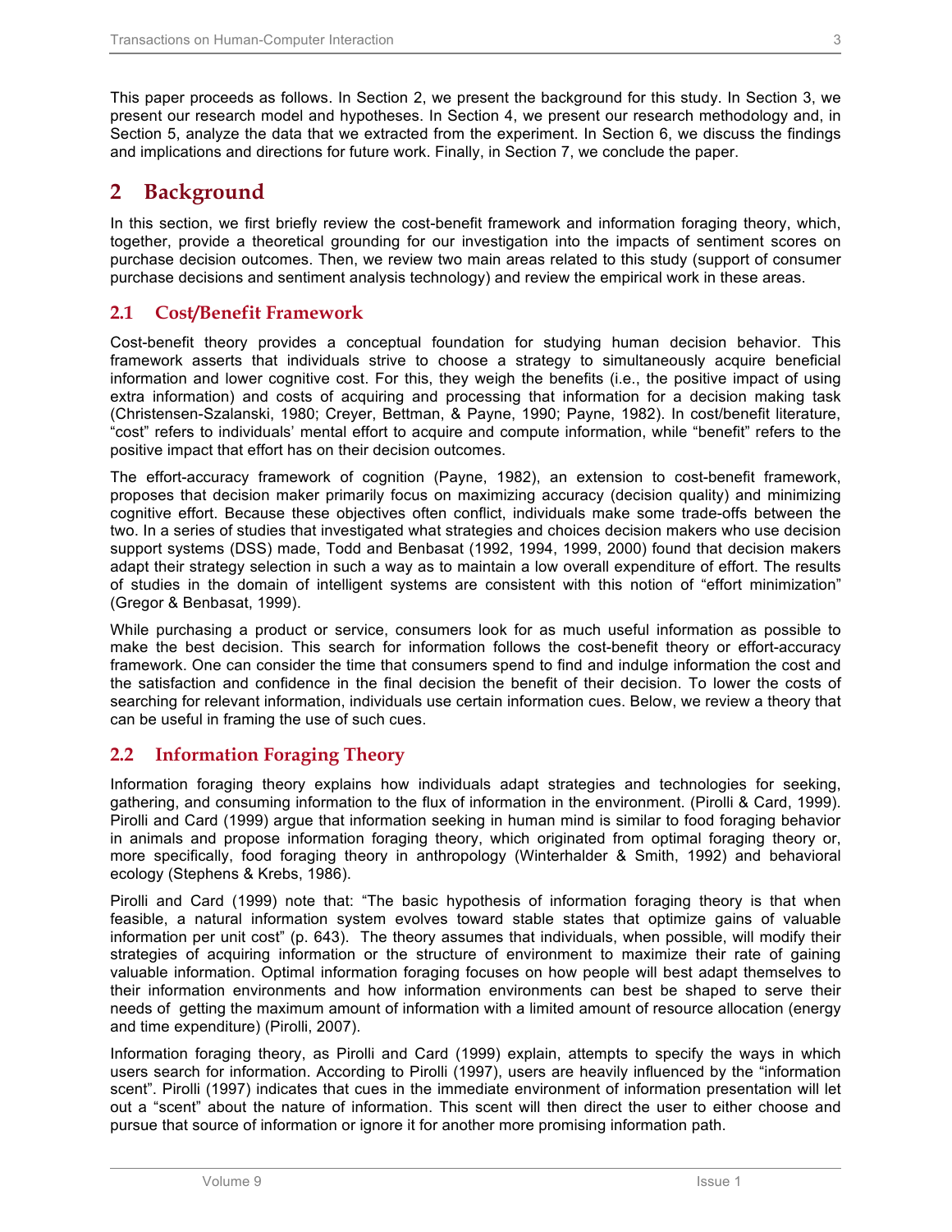This paper proceeds as follows. In Section 2, we present the background for this study. In Section 3, we present our research model and hypotheses. In Section 4, we present our research methodology and, in Section 5, analyze the data that we extracted from the experiment. In Section 6, we discuss the findings and implications and directions for future work. Finally, in Section 7, we conclude the paper.

# 2 Background

In this section, we first briefly review the cost-benefit framework and information foraging theory, which, together, provide a theoretical grounding for our investigation into the impacts of sentiment scores on purchase decision outcomes. Then, we review two main areas related to this study (support of consumer purchase decisions and sentiment analysis technology) and review the empirical work in these areas.

## 2.1 Cost/Benefit Framework

Cost-benefit theory provides a conceptual foundation for studying human decision behavior. This framework asserts that individuals strive to choose a strategy to simultaneously acquire beneficial information and lower cognitive cost. For this, they weigh the benefits (i.e., the positive impact of using extra information) and costs of acquiring and processing that information for a decision making task (Christensen-Szalanski, 1980; Creyer, Bettman, & Payne, 1990; Payne, 1982). In cost/benefit literature, "cost" refers to individuals' mental effort to acquire and compute information, while "benefit" refers to the positive impact that effort has on their decision outcomes.

The effort-accuracy framework of cognition (Payne, 1982), an extension to cost-benefit framework, proposes that decision maker primarily focus on maximizing accuracy (decision quality) and minimizing cognitive effort. Because these objectives often conflict, individuals make some trade-offs between the two. In a series of studies that investigated what strategies and choices decision makers who use decision support systems (DSS) made, Todd and Benbasat (1992, 1994, 1999, 2000) found that decision makers adapt their strategy selection in such a way as to maintain a low overall expenditure of effort. The results of studies in the domain of intelligent systems are consistent with this notion of "effort minimization" (Gregor & Benbasat, 1999).

While purchasing a product or service, consumers look for as much useful information as possible to make the best decision. This search for information follows the cost-benefit theory or effort-accuracy framework. One can consider the time that consumers spend to find and indulge information the cost and the satisfaction and confidence in the final decision the benefit of their decision. To lower the costs of searching for relevant information, individuals use certain information cues. Below, we review a theory that can be useful in framing the use of such cues.

## 2.2 Information Foraging Theory

Information foraging theory explains how individuals adapt strategies and technologies for seeking, gathering, and consuming information to the flux of information in the environment. (Pirolli & Card, 1999). Pirolli and Card (1999) argue that information seeking in human mind is similar to food foraging behavior in animals and propose information foraging theory, which originated from optimal foraging theory or, more specifically, food foraging theory in anthropology (Winterhalder & Smith, 1992) and behavioral ecology (Stephens & Krebs, 1986).

Pirolli and Card (1999) note that: "The basic hypothesis of information foraging theory is that when feasible, a natural information system evolves toward stable states that optimize gains of valuable information per unit cost" (p. 643). The theory assumes that individuals, when possible, will modify their strategies of acquiring information or the structure of environment to maximize their rate of gaining valuable information. Optimal information foraging focuses on how people will best adapt themselves to their information environments and how information environments can best be shaped to serve their needs of getting the maximum amount of information with a limited amount of resource allocation (energy and time expenditure) (Pirolli, 2007).

Information foraging theory, as Pirolli and Card (1999) explain, attempts to specify the ways in which users search for information. According to Pirolli (1997), users are heavily influenced by the "information scent". Pirolli (1997) indicates that cues in the immediate environment of information presentation will let out a "scent" about the nature of information. This scent will then direct the user to either choose and pursue that source of information or ignore it for another more promising information path.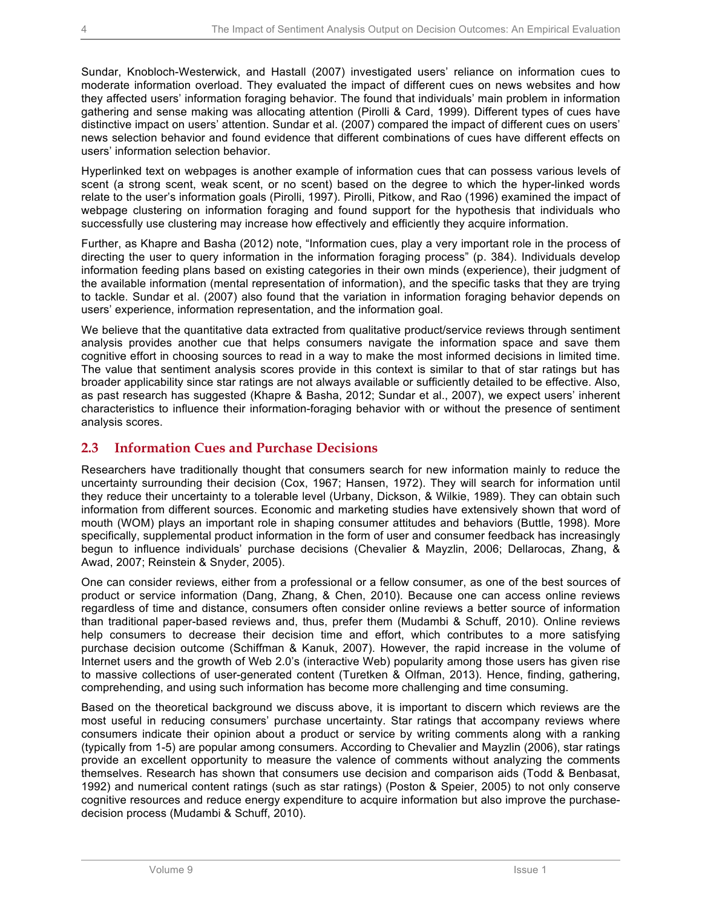Sundar, Knobloch-Westerwick, and Hastall (2007) investigated users' reliance on information cues to moderate information overload. They evaluated the impact of different cues on news websites and how they affected users' information foraging behavior. The found that individuals' main problem in information gathering and sense making was allocating attention (Pirolli & Card, 1999). Different types of cues have distinctive impact on users' attention. Sundar et al. (2007) compared the impact of different cues on users' news selection behavior and found evidence that different combinations of cues have different effects on users' information selection behavior.

Hyperlinked text on webpages is another example of information cues that can possess various levels of scent (a strong scent, weak scent, or no scent) based on the degree to which the hyper-linked words relate to the user's information goals (Pirolli, 1997). Pirolli, Pitkow, and Rao (1996) examined the impact of webpage clustering on information foraging and found support for the hypothesis that individuals who successfully use clustering may increase how effectively and efficiently they acquire information.

Further, as Khapre and Basha (2012) note, "Information cues, play a very important role in the process of directing the user to query information in the information foraging process" (p. 384). Individuals develop information feeding plans based on existing categories in their own minds (experience), their judgment of the available information (mental representation of information), and the specific tasks that they are trying to tackle. Sundar et al. (2007) also found that the variation in information foraging behavior depends on users' experience, information representation, and the information goal.

We believe that the quantitative data extracted from qualitative product/service reviews through sentiment analysis provides another cue that helps consumers navigate the information space and save them cognitive effort in choosing sources to read in a way to make the most informed decisions in limited time. The value that sentiment analysis scores provide in this context is similar to that of star ratings but has broader applicability since star ratings are not always available or sufficiently detailed to be effective. Also, as past research has suggested (Khapre & Basha, 2012; Sundar et al., 2007), we expect users' inherent characteristics to influence their information-foraging behavior with or without the presence of sentiment analysis scores.

## 2.3 Information Cues and Purchase Decisions

Researchers have traditionally thought that consumers search for new information mainly to reduce the uncertainty surrounding their decision (Cox, 1967; Hansen, 1972). They will search for information until they reduce their uncertainty to a tolerable level (Urbany, Dickson, & Wilkie, 1989). They can obtain such information from different sources. Economic and marketing studies have extensively shown that word of mouth (WOM) plays an important role in shaping consumer attitudes and behaviors (Buttle, 1998). More specifically, supplemental product information in the form of user and consumer feedback has increasingly begun to influence individuals' purchase decisions (Chevalier & Mayzlin, 2006; Dellarocas, Zhang, & Awad, 2007; Reinstein & Snyder, 2005).

One can consider reviews, either from a professional or a fellow consumer, as one of the best sources of product or service information (Dang, Zhang, & Chen, 2010). Because one can access online reviews regardless of time and distance, consumers often consider online reviews a better source of information than traditional paper-based reviews and, thus, prefer them (Mudambi & Schuff, 2010). Online reviews help consumers to decrease their decision time and effort, which contributes to a more satisfying purchase decision outcome (Schiffman & Kanuk, 2007). However, the rapid increase in the volume of Internet users and the growth of Web 2.0's (interactive Web) popularity among those users has given rise to massive collections of user-generated content (Turetken & Olfman, 2013). Hence, finding, gathering, comprehending, and using such information has become more challenging and time consuming.

Based on the theoretical background we discuss above, it is important to discern which reviews are the most useful in reducing consumers' purchase uncertainty. Star ratings that accompany reviews where consumers indicate their opinion about a product or service by writing comments along with a ranking (typically from 1-5) are popular among consumers. According to Chevalier and Mayzlin (2006), star ratings provide an excellent opportunity to measure the valence of comments without analyzing the comments themselves. Research has shown that consumers use decision and comparison aids (Todd & Benbasat, 1992) and numerical content ratings (such as star ratings) (Poston & Speier, 2005) to not only conserve cognitive resources and reduce energy expenditure to acquire information but also improve the purchase-decision process (Mudambi & Schuff, 2010).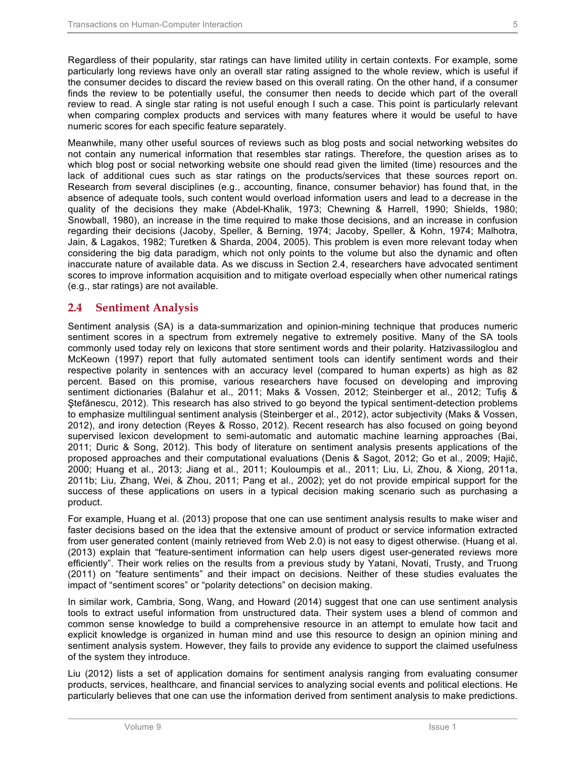Regardless of their popularity, star ratings can have limited utility in certain contexts. For example, some particularly long reviews have only an overall star rating assigned to the whole review, which is useful if the consumer decides to discard the review based on this overall rating. On the other hand, if a consumer finds the review to be potentially useful, the consumer then needs to decide which part of the overall review to read. A single star rating is not useful enough I such a case. This point is particularly relevant when comparing complex products and services with many features where it would be useful to have numeric scores for each specific feature separately.

Meanwhile, many other useful sources of reviews such as blog posts and social networking websites do not contain any numerical information that resembles star ratings. Therefore, the question arises as to which blog post or social networking website one should read given the limited (time) resources and the lack of additional cues such as star ratings on the products/services that these sources report on. Research from several disciplines (e.g., accounting, finance, consumer behavior) has found that, in the absence of adequate tools, such content would overload information users and lead to a decrease in the quality of the decisions they make (Abdel-Khalik, 1973; Chewning & Harrell, 1990; Shields, 1980; Snowball, 1980), an increase in the time required to make those decisions, and an increase in confusion regarding their decisions (Jacoby, Speller, & Berning, 1974; Jacoby, Speller, & Kohn, 1974; Malhotra, Jain, & Lagakos, 1982; Turetken & Sharda, 2004, 2005). This problem is even more relevant today when considering the big data paradigm, which not only points to the volume but also the dynamic and often inaccurate nature of available data. As we discuss in Section 2.4, researchers have advocated sentiment scores to improve information acquisition and to mitigate overload especially when other numerical ratings (e.g., star ratings) are not available.

## 2.4 Sentiment Analysis

Sentiment analysis (SA) is a data-summarization and opinion-mining technique that produces numeric sentiment scores in a spectrum from extremely negative to extremely positive. Many of the SA tools commonly used today rely on lexicons that store sentiment words and their polarity. Hatzivassiloglou and McKeown (1997) report that fully automated sentiment tools can identify sentiment words and their respective polarity in sentences with an accuracy level (compared to human experts) as high as 82 percent. Based on this promise, various researchers have focused on developing and improving sentiment dictionaries (Balahur et al., 2011; Maks & Vossen, 2012; Steinberger et al., 2012; Tufiş & Ştefănescu, 2012). This research has also strived to go beyond the typical sentiment-detection problems to emphasize multilingual sentiment analysis (Steinberger et al., 2012), actor subjectivity (Maks & Vossen, 2012), and irony detection (Reyes & Rosso, 2012). Recent research has also focused on going beyond supervised lexicon development to semi-automatic and automatic machine learning approaches (Bai, 2011; Duric & Song, 2012). This body of literature on sentiment analysis presents applications of the proposed approaches and their computational evaluations (Denis & Sagot, 2012; Go et al., 2009; Hajič, 2000; Huang et al., 2013; Jiang et al., 2011; Kouloumpis et al., 2011; Liu, Li, Zhou, & Xiong, 2011a, 2011b; Liu, Zhang, Wei, & Zhou, 2011; Pang et al., 2002); yet do not provide empirical support for the success of these applications on users in a typical decision making scenario such as purchasing a product.

For example, Huang et al. (2013) propose that one can use sentiment analysis results to make wiser and faster decisions based on the idea that the extensive amount of product or service information extracted from user generated content (mainly retrieved from Web 2.0) is not easy to digest otherwise. (Huang et al. (2013) explain that "feature-sentiment information can help users digest user-generated reviews more efficiently". Their work relies on the results from a previous study by Yatani, Novati, Trusty, and Truong (2011) on "feature sentiments" and their impact on decisions. Neither of these studies evaluates the impact of "sentiment scores" or "polarity detections" on decision making.

In similar work, Cambria, Song, Wang, and Howard (2014) suggest that one can use sentiment analysis tools to extract useful information from unstructured data. Their system uses a blend of common and common sense knowledge to build a comprehensive resource in an attempt to emulate how tacit and explicit knowledge is organized in human mind and use this resource to design an opinion mining and sentiment analysis system. However, they fails to provide any evidence to support the claimed usefulness of the system they introduce.

Liu (2012) lists a set of application domains for sentiment analysis ranging from evaluating consumer products, services, healthcare, and financial services to analyzing social events and political elections. He particularly believes that one can use the information derived from sentiment analysis to make predictions.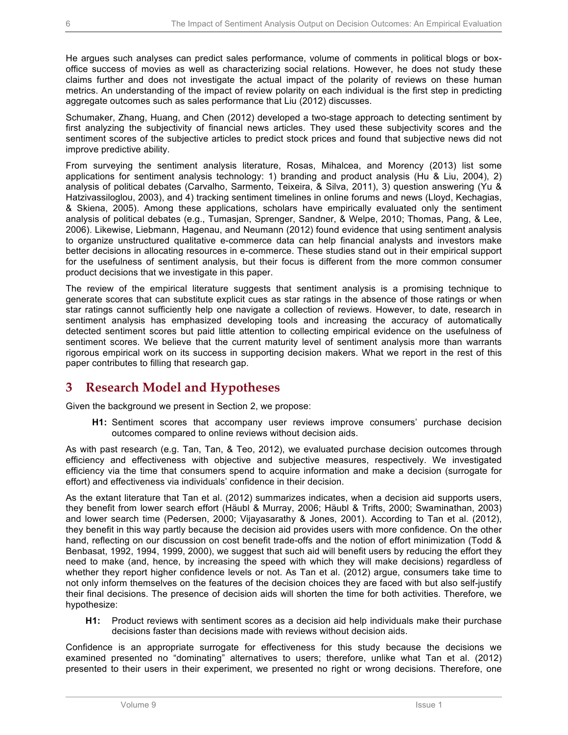He argues such analyses can predict sales performance, volume of comments in political blogs or box-office success of movies as well as characterizing social relations. However, he does not study these claims further and does not investigate the actual impact of the polarity of reviews on these human metrics. An understanding of the impact of review polarity on each individual is the first step in predicting aggregate outcomes such as sales performance that Liu (2012) discusses.

Schumaker, Zhang, Huang, and Chen (2012) developed a two-stage approach to detecting sentiment by first analyzing the subjectivity of financial news articles. They used these subjectivity scores and the sentiment scores of the subjective articles to predict stock prices and found that subjective news did not improve predictive ability.

From surveying the sentiment analysis literature, Rosas, Mihalcea, and Morency (2013) list some applications for sentiment analysis technology: 1) branding and product analysis (Hu & Liu, 2004), 2) analysis of political debates (Carvalho, Sarmento, Teixeira, & Silva, 2011), 3) question answering (Yu & Hatzivassiloglou, 2003), and 4) tracking sentiment timelines in online forums and news (Lloyd, Kechagias, & Skiena, 2005). Among these applications, scholars have empirically evaluated only the sentiment analysis of political debates (e.g., Tumasjan, Sprenger, Sandner, & Welpe, 2010; Thomas, Pang, & Lee, 2006). Likewise, Liebmann, Hagenau, and Neumann (2012) found evidence that using sentiment analysis to organize unstructured qualitative e-commerce data can help financial analysts and investors make better decisions in allocating resources in e-commerce. These studies stand out in their empirical support for the usefulness of sentiment analysis, but their focus is different from the more common consumer product decisions that we investigate in this paper.

The review of the empirical literature suggests that sentiment analysis is a promising technique to generate scores that can substitute explicit cues as star ratings in the absence of those ratings or when star ratings cannot sufficiently help one navigate a collection of reviews. However, to date, research in sentiment analysis has emphasized developing tools and increasing the accuracy of automatically detected sentiment scores but paid little attention to collecting empirical evidence on the usefulness of sentiment scores. We believe that the current maturity level of sentiment analysis more than warrants rigorous empirical work on its success in supporting decision makers. What we report in the rest of this paper contributes to filling that research gap.

# 3 Research Model and Hypotheses

Given the background we present in Section 2, we propose:

> **H1:** Sentiment scores that accompany user reviews improve consumers' purchase decision outcomes compared to online reviews without decision aids.

As with past research (e.g. Tan, Tan, & Teo, 2012), we evaluated purchase decision outcomes through efficiency and effectiveness with objective and subjective measures, respectively. We investigated efficiency via the time that consumers spend to acquire information and make a decision (surrogate for effort) and effectiveness via individuals' confidence in their decision.

As the extant literature that Tan et al. (2012) summarizes indicates, when a decision aid supports users, they benefit from lower search effort (Häubl & Murray, 2006; Häubl & Trifts, 2000; Swaminathan, 2003) and lower search time (Pedersen, 2000; Vijayasarathy & Jones, 2001). According to Tan et al. (2012), they benefit in this way partly because the decision aid provides users with more confidence. On the other hand, reflecting on our discussion on cost benefit trade-offs and the notion of effort minimization (Todd & Benbasat, 1992, 1994, 1999, 2000), we suggest that such aid will benefit users by reducing the effort they need to make (and, hence, by increasing the speed with which they will make decisions) regardless of whether they report higher confidence levels or not. As Tan et al. (2012) argue, consumers take time to not only inform themselves on the features of the decision choices they are faced with but also self-justify their final decisions. The presence of decision aids will shorten the time for both activities. Therefore, we hypothesize:

> **H1:** Product reviews with sentiment scores as a decision aid help individuals make their purchase decisions faster than decisions made with reviews without decision aids.

Confidence is an appropriate surrogate for effectiveness for this study because the decisions we examined presented no "dominating" alternatives to users; therefore, unlike what Tan et al. (2012) presented to their users in their experiment, we presented no right or wrong decisions. Therefore, one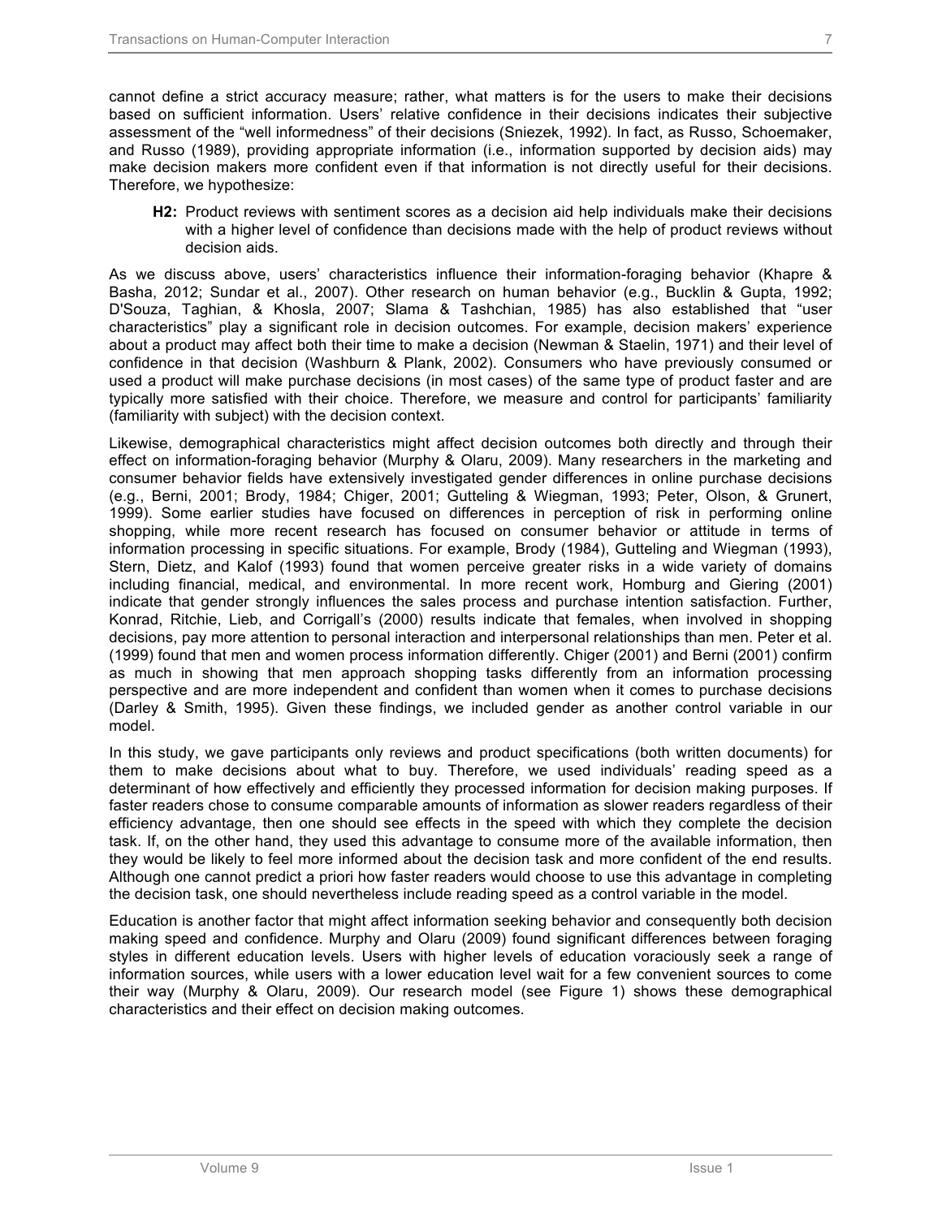cannot define a strict accuracy measure; rather, what matters is for the users to make their decisions based on sufficient information. Users' relative confidence in their decisions indicates their subjective assessment of the "well informedness" of their decisions (Sniezek, 1992). In fact, as Russo, Schoemaker, and Russo (1989), providing appropriate information (i.e., information supported by decision aids) may make decision makers more confident even if that information is not directly useful for their decisions. Therefore, we hypothesize:

> **H2:** Product reviews with sentiment scores as a decision aid help individuals make their decisions with a higher level of confidence than decisions made with the help of product reviews without decision aids.

As we discuss above, users' characteristics influence their information-foraging behavior (Khapre & Basha, 2012; Sundar et al., 2007). Other research on human behavior (e.g., Bucklin & Gupta, 1992; D'Souza, Taghian, & Khosla, 2007; Slama & Tashchian, 1985) has also established that "user characteristics" play a significant role in decision outcomes. For example, decision makers' experience about a product may affect both their time to make a decision (Newman & Staelin, 1971) and their level of confidence in that decision (Washburn & Plank, 2002). Consumers who have previously consumed or used a product will make purchase decisions (in most cases) of the same type of product faster and are typically more satisfied with their choice. Therefore, we measure and control for participants' familiarity (familiarity with subject) with the decision context.

Likewise, demographical characteristics might affect decision outcomes both directly and through their effect on information-foraging behavior (Murphy & Olaru, 2009). Many researchers in the marketing and consumer behavior fields have extensively investigated gender differences in online purchase decisions (e.g., Berni, 2001; Brody, 1984; Chiger, 2001; Gutteling & Wiegman, 1993; Peter, Olson, & Grunert, 1999). Some earlier studies have focused on differences in perception of risk in performing online shopping, while more recent research has focused on consumer behavior or attitude in terms of information processing in specific situations. For example, Brody (1984), Gutteling and Wiegman (1993), Stern, Dietz, and Kalof (1993) found that women perceive greater risks in a wide variety of domains including financial, medical, and environmental. In more recent work, Homburg and Giering (2001) indicate that gender strongly influences the sales process and purchase intention satisfaction. Further, Konrad, Ritchie, Lieb, and Corrigall's (2000) results indicate that females, when involved in shopping decisions, pay more attention to personal interaction and interpersonal relationships than men. Peter et al. (1999) found that men and women process information differently. Chiger (2001) and Berni (2001) confirm as much in showing that men approach shopping tasks differently from an information processing perspective and are more independent and confident than women when it comes to purchase decisions (Darley & Smith, 1995). Given these findings, we included gender as another control variable in our model.

In this study, we gave participants only reviews and product specifications (both written documents) for them to make decisions about what to buy. Therefore, we used individuals' reading speed as a determinant of how effectively and efficiently they processed information for decision making purposes. If faster readers chose to consume comparable amounts of information as slower readers regardless of their efficiency advantage, then one should see effects in the speed with which they complete the decision task. If, on the other hand, they used this advantage to consume more of the available information, then they would be likely to feel more informed about the decision task and more confident of the end results. Although one cannot predict a priori how faster readers would choose to use this advantage in completing the decision task, one should nevertheless include reading speed as a control variable in the model.

Education is another factor that might affect information seeking behavior and consequently both decision making speed and confidence. Murphy and Olaru (2009) found significant differences between foraging styles in different education levels. Users with higher levels of education voraciously seek a range of information sources, while users with a lower education level wait for a few convenient sources to come their way (Murphy & Olaru, 2009). Our research model (see Figure 1) shows these demographical characteristics and their effect on decision making outcomes.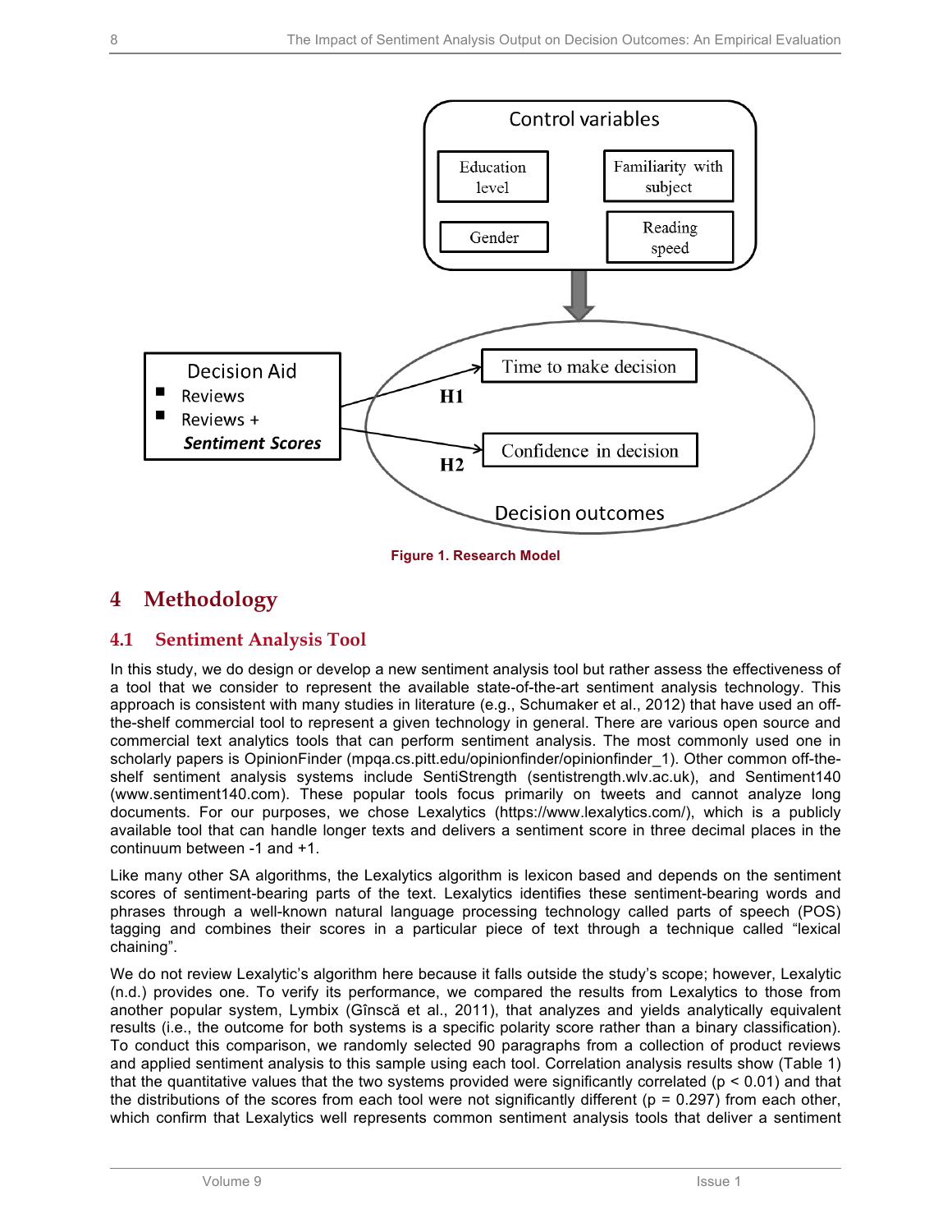Figure 1. Research Model

## 4 Methodology

### 4.1 Sentiment Analysis Tool

In this study, we do design or develop a new sentiment analysis tool but rather assess the effectiveness of a tool that we consider to represent the available state-of-the-art sentiment analysis technology. This approach is consistent with many studies in literature (e.g., Schumaker et al., 2012) that have used an off-the-shelf commercial tool to represent a given technology in general. There are various open source and commercial text analytics tools that can perform sentiment analysis. The most commonly used one in scholarly papers is OpinionFinder (mpqa.cs.pitt.edu/opinionfinder/opinionfinder_1). Other common off-the-shelf sentiment analysis systems include SentiStrength (sentistrength.wlv.ac.uk), and Sentiment140 (www.sentiment140.com). These popular tools focus primarily on tweets and cannot analyze long documents. For our purposes, we chose Lexalytics (https://www.lexalytics.com/), which is a publicly available tool that can handle longer texts and delivers a sentiment score in three decimal places in the continuum between -1 and +1.

Like many other SA algorithms, the Lexalytics algorithm is lexicon based and depends on the sentiment scores of sentiment-bearing parts of the text. Lexalytics identifies these sentiment-bearing words and phrases through a well-known natural language processing technology called parts of speech (POS) tagging and combines their scores in a particular piece of text through a technique called “lexical chaining”.

We do not review Lexalytic’s algorithm here because it falls outside the study’s scope; however, Lexalytic (n.d.) provides one. To verify its performance, we compared the results from Lexalytics to those from another popular system, Lymbix (Gînscă et al., 2011), that analyzes and yields analytically equivalent results (i.e., the outcome for both systems is a specific polarity score rather than a binary classification). To conduct this comparison, we randomly selected 90 paragraphs from a collection of product reviews and applied sentiment analysis to this sample using each tool. Correlation analysis results show (Table 1) that the quantitative values that the two systems provided were significantly correlated ($p < 0.01$) and that the distributions of the scores from each tool were not significantly different ($p = 0.297$) from each other, which confirm that Lexalytics well represents common sentiment analysis tools that deliver a sentiment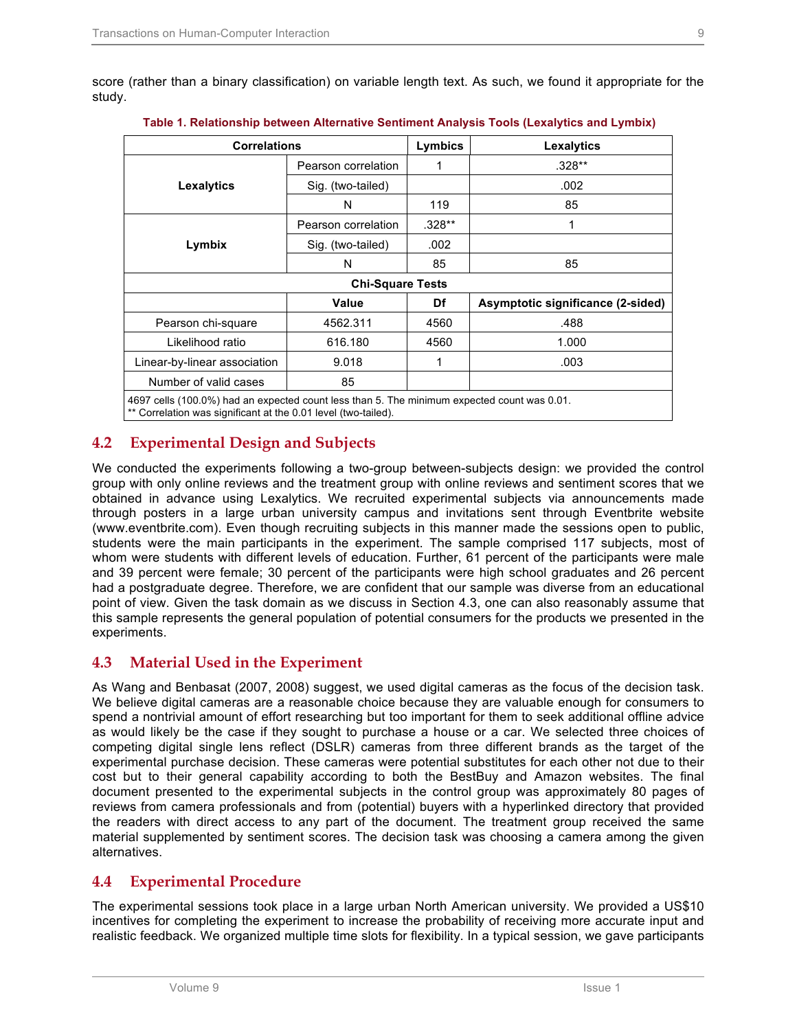score (rather than a binary classification) on variable length text. As such, we found it appropriate for the study.

**Table 1. Relationship between Alternative Sentiment Analysis Tools (Lexalytics and Lymbix)**

| Correlations | | Lymbics | Lexalytics |
|---|---|---|---|
| **Lexalytics** | Pearson correlation | 1 | .328** |
| | Sig. (two-tailed) | | .002 |
| | N | 119 | 85 |
| **Lymbix** | Pearson correlation | .328** | 1 |
| | Sig. (two-tailed) | .002 | |
| | N | 85 | 85 |
| **Chi-Square Tests** | | | |
| | **Value** | **Df** | **Asymptotic significance (2-sided)** |
| Pearson chi-square | 4562.311 | 4560 | .488 |
| Likelihood ratio | 616.180 | 4560 | 1.000 |
| Linear-by-linear association | 9.018 | 1 | .003 |
| Number of valid cases | 85 | | |

4697 cells (100.0%) had an expected count less than 5. The minimum expected count was 0.01.
** Correlation was significant at the 0.01 level (two-tailed).

## 4.2 Experimental Design and Subjects

We conducted the experiments following a two-group between-subjects design: we provided the control group with only online reviews and the treatment group with online reviews and sentiment scores that we obtained in advance using Lexalytics. We recruited experimental subjects via announcements made through posters in a large urban university campus and invitations sent through Eventbrite website (www.eventbrite.com). Even though recruiting subjects in this manner made the sessions open to public, students were the main participants in the experiment. The sample comprised 117 subjects, most of whom were students with different levels of education. Further, 61 percent of the participants were male and 39 percent were female; 30 percent of the participants were high school graduates and 26 percent had a postgraduate degree. Therefore, we are confident that our sample was diverse from an educational point of view. Given the task domain as we discuss in Section 4.3, one can also reasonably assume that this sample represents the general population of potential consumers for the products we presented in the experiments.

## 4.3 Material Used in the Experiment

As Wang and Benbasat (2007, 2008) suggest, we used digital cameras as the focus of the decision task. We believe digital cameras are a reasonable choice because they are valuable enough for consumers to spend a nontrivial amount of effort researching but too important for them to seek additional offline advice as would likely be the case if they sought to purchase a house or a car. We selected three choices of competing digital single lens reflect (DSLR) cameras from three different brands as the target of the experimental purchase decision. These cameras were potential substitutes for each other not due to their cost but to their general capability according to both the BestBuy and Amazon websites. The final document presented to the experimental subjects in the control group was approximately 80 pages of reviews from camera professionals and from (potential) buyers with a hyperlinked directory that provided the readers with direct access to any part of the document. The treatment group received the same material supplemented by sentiment scores. The decision task was choosing a camera among the given alternatives.

## 4.4 Experimental Procedure

The experimental sessions took place in a large urban North American university. We provided a US$10 incentives for completing the experiment to increase the probability of receiving more accurate input and realistic feedback. We organized multiple time slots for flexibility. In a typical session, we gave participants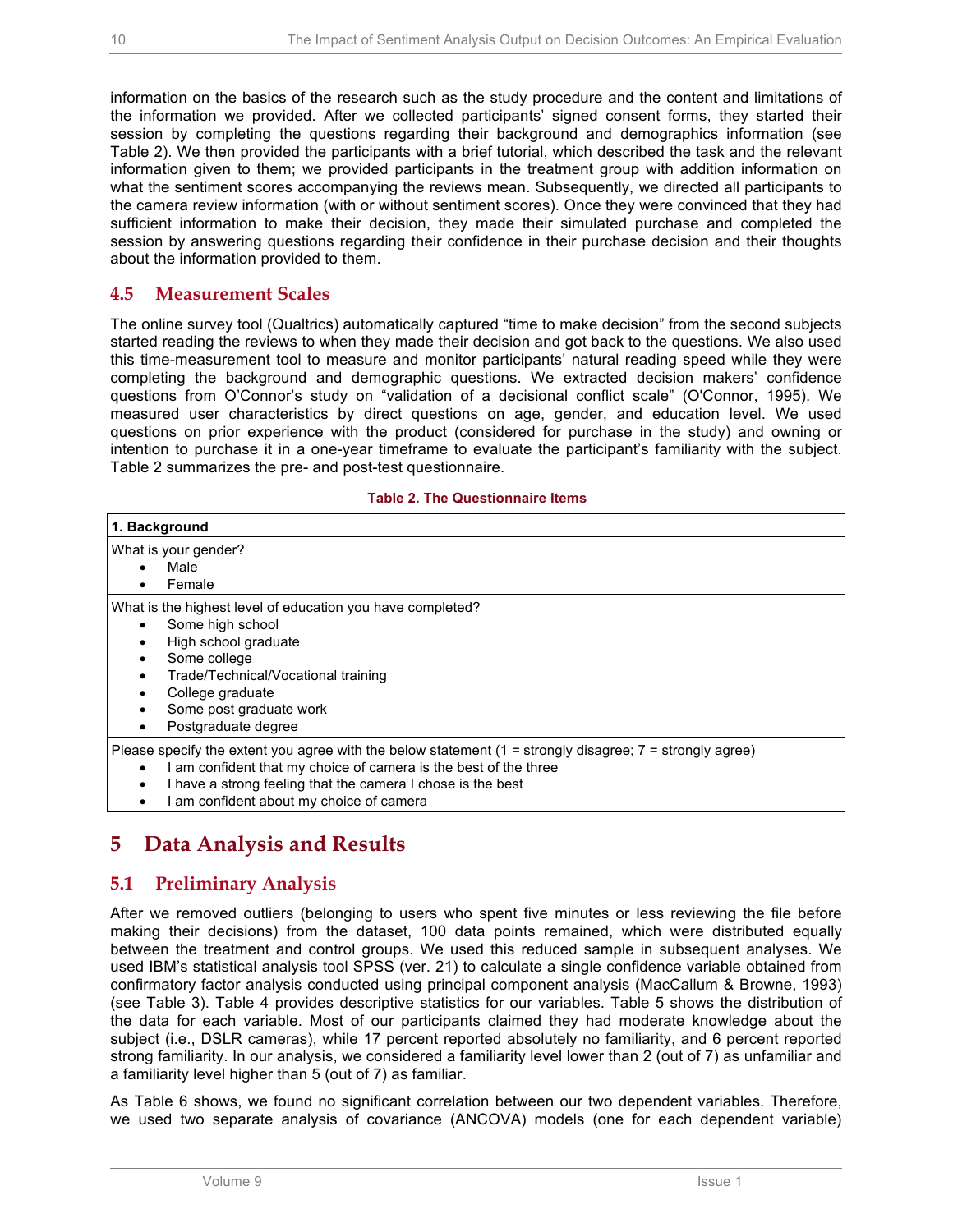information on the basics of the research such as the study procedure and the content and limitations of the information we provided. After we collected participants' signed consent forms, they started their session by completing the questions regarding their background and demographics information (see Table 2). We then provided the participants with a brief tutorial, which described the task and the relevant information given to them; we provided participants in the treatment group with addition information on what the sentiment scores accompanying the reviews mean. Subsequently, we directed all participants to the camera review information (with or without sentiment scores). Once they were convinced that they had sufficient information to make their decision, they made their simulated purchase and completed the session by answering questions regarding their confidence in their purchase decision and their thoughts about the information provided to them.

## 4.5 Measurement Scales

The online survey tool (Qualtrics) automatically captured "time to make decision" from the second subjects started reading the reviews to when they made their decision and got back to the questions. We also used this time-measurement tool to measure and monitor participants' natural reading speed while they were completing the background and demographic questions. We extracted decision makers' confidence questions from O'Connor's study on "validation of a decisional conflict scale" (O'Connor, 1995). We measured user characteristics by direct questions on age, gender, and education level. We used questions on prior experience with the product (considered for purchase in the study) and owning or intention to purchase it in a one-year timeframe to evaluate the participant's familiarity with the subject. Table 2 summarizes the pre- and post-test questionnaire.

**Table 2. The Questionnaire Items**

| **1. Background** |
|---|
| What is your gender?<br>• Male<br>• Female |
| What is the highest level of education you have completed?<br>• Some high school<br>• High school graduate<br>• Some college<br>• Trade/Technical/Vocational training<br>• College graduate<br>• Some post graduate work<br>• Postgraduate degree |
| Please specify the extent you agree with the below statement (1 = strongly disagree; 7 = strongly agree)<br>• I am confident that my choice of camera is the best of the three<br>• I have a strong feeling that the camera I chose is the best<br>• I am confident about my choice of camera |

# 5 Data Analysis and Results

## 5.1 Preliminary Analysis

After we removed outliers (belonging to users who spent five minutes or less reviewing the file before making their decisions) from the dataset, 100 data points remained, which were distributed equally between the treatment and control groups. We used this reduced sample in subsequent analyses. We used IBM's statistical analysis tool SPSS (ver. 21) to calculate a single confidence variable obtained from confirmatory factor analysis conducted using principal component analysis (MacCallum & Browne, 1993) (see Table 3). Table 4 provides descriptive statistics for our variables. Table 5 shows the distribution of the data for each variable. Most of our participants claimed they had moderate knowledge about the subject (i.e., DSLR cameras), while 17 percent reported absolutely no familiarity, and 6 percent reported strong familiarity. In our analysis, we considered a familiarity level lower than 2 (out of 7) as unfamiliar and a familiarity level higher than 5 (out of 7) as familiar.

As Table 6 shows, we found no significant correlation between our two dependent variables. Therefore, we used two separate analysis of covariance (ANCOVA) models (one for each dependent variable)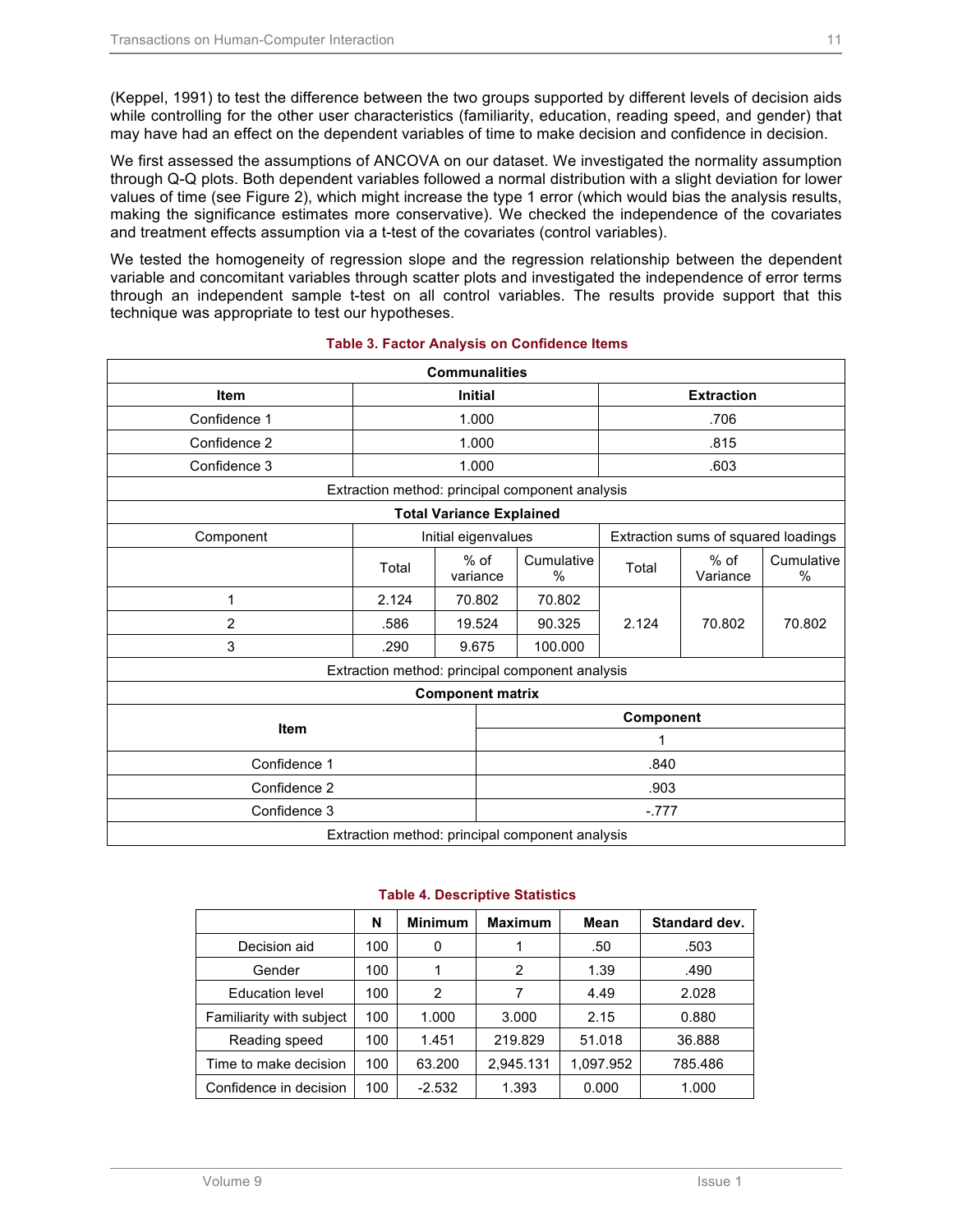(Keppel, 1991) to test the difference between the two groups supported by different levels of decision aids while controlling for the other user characteristics (familiarity, education, reading speed, and gender) that may have had an effect on the dependent variables of time to make decision and confidence in decision.

We first assessed the assumptions of ANCOVA on our dataset. We investigated the normality assumption through Q-Q plots. Both dependent variables followed a normal distribution with a slight deviation for lower values of time (see Figure 2), which might increase the type 1 error (which would bias the analysis results, making the significance estimates more conservative). We checked the independence of the covariates and treatment effects assumption via a t-test of the covariates (control variables).

We tested the homogeneity of regression slope and the regression relationship between the dependent variable and concomitant variables through scatter plots and investigated the independence of error terms through an independent sample t-test on all control variables. The results provide support that this technique was appropriate to test our hypotheses.

**Table 3. Factor Analysis on Confidence Items**

| **Communalities** | | |
|---|---|---|
| **Item** | **Initial** | **Extraction** |
| Confidence 1 | 1.000 | .706 |
| Confidence 2 | 1.000 | .815 |
| Confidence 3 | 1.000 | .603 |
| Extraction method: principal component analysis | | |

| **Total Variance Explained** | | | | | | |
|---|---|---|---|---|---|---|
| Component | Initial eigenvalues | | | Extraction sums of squared loadings | | |
| | Total | % of variance | Cumulative % | Total | % of Variance | Cumulative % |
| 1 | 2.124 | 70.802 | 70.802 | 2.124 | 70.802 | 70.802 |
| 2 | .586 | 19.524 | 90.325 | | | |
| 3 | .290 | 9.675 | 100.000 | | | |
| Extraction method: principal component analysis | | | | | | |

| **Component matrix** | |
|---|---|
| **Item** | **Component** |
| | 1 |
| Confidence 1 | .840 |
| Confidence 2 | .903 |
| Confidence 3 | -.777 |
| Extraction method: principal component analysis | |

**Table 4. Descriptive Statistics**

| | N | Minimum | Maximum | Mean | Standard dev. |
|---|---|---|---|---|---|
| Decision aid | 100 | 0 | 1 | .50 | .503 |
| Gender | 100 | 1 | 2 | 1.39 | .490 |
| Education level | 100 | 2 | 7 | 4.49 | 2.028 |
| Familiarity with subject | 100 | 1.000 | 3.000 | 2.15 | 0.880 |
| Reading speed | 100 | 1.451 | 219.829 | 51.018 | 36.888 |
| Time to make decision | 100 | 63.200 | 2,945.131 | 1,097.952 | 785.486 |
| Confidence in decision | 100 | -2.532 | 1.393 | 0.000 | 1.000 |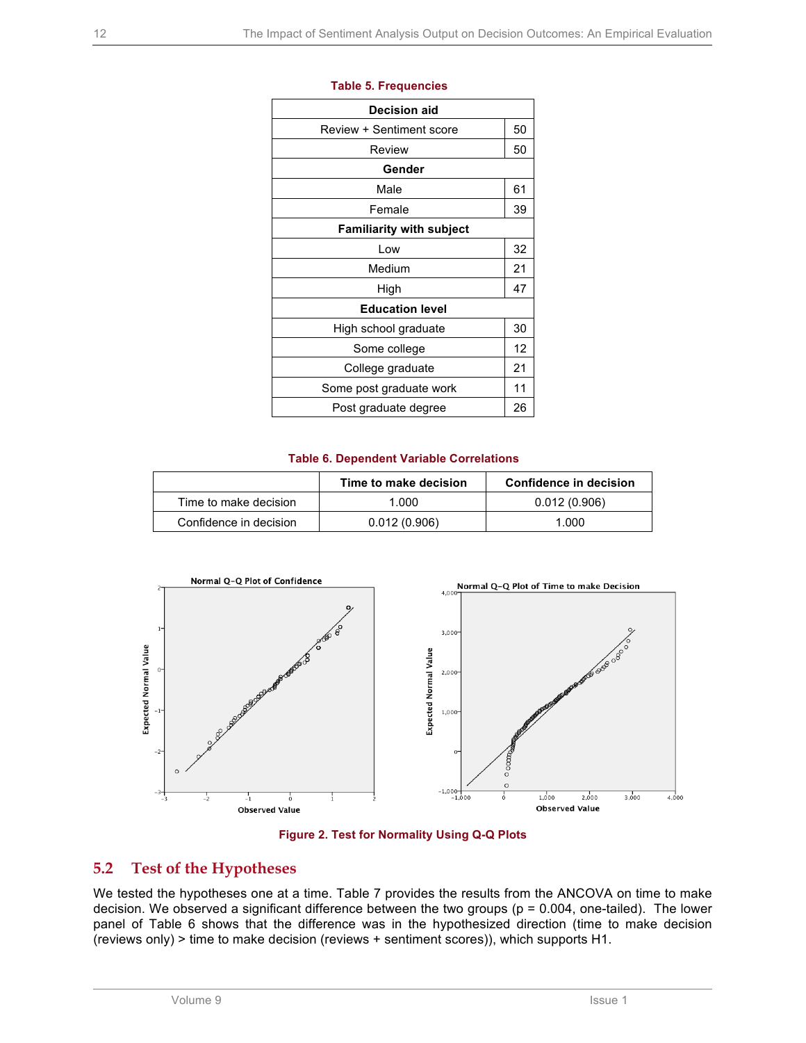**Table 5. Frequencies**

| Decision aid | |
|---|---|
| Review + Sentiment score | 50 |
| Review | 50 |
| **Gender** | |
| Male | 61 |
| Female | 39 |
| **Familiarity with subject** | |
| Low | 32 |
| Medium | 21 |
| High | 47 |
| **Education level** | |
| High school graduate | 30 |
| Some college | 12 |
| College graduate | 21 |
| Some post graduate work | 11 |
| Post graduate degree | 26 |

**Table 6. Dependent Variable Correlations**

| | Time to make decision | Confidence in decision |
|---|---|---|
| Time to make decision | 1.000 | 0.012 (0.906) |
| Confidence in decision | 0.012 (0.906) | 1.000 |

**Figure 2. Test for Normality Using Q-Q Plots**

## 5.2 Test of the Hypotheses

We tested the hypotheses one at a time. Table 7 provides the results from the ANCOVA on time to make decision. We observed a significant difference between the two groups ($p = 0.004$, one-tailed). The lower panel of Table 6 shows that the difference was in the hypothesized direction (time to make decision (reviews only) > time to make decision (reviews + sentiment scores)), which supports H1.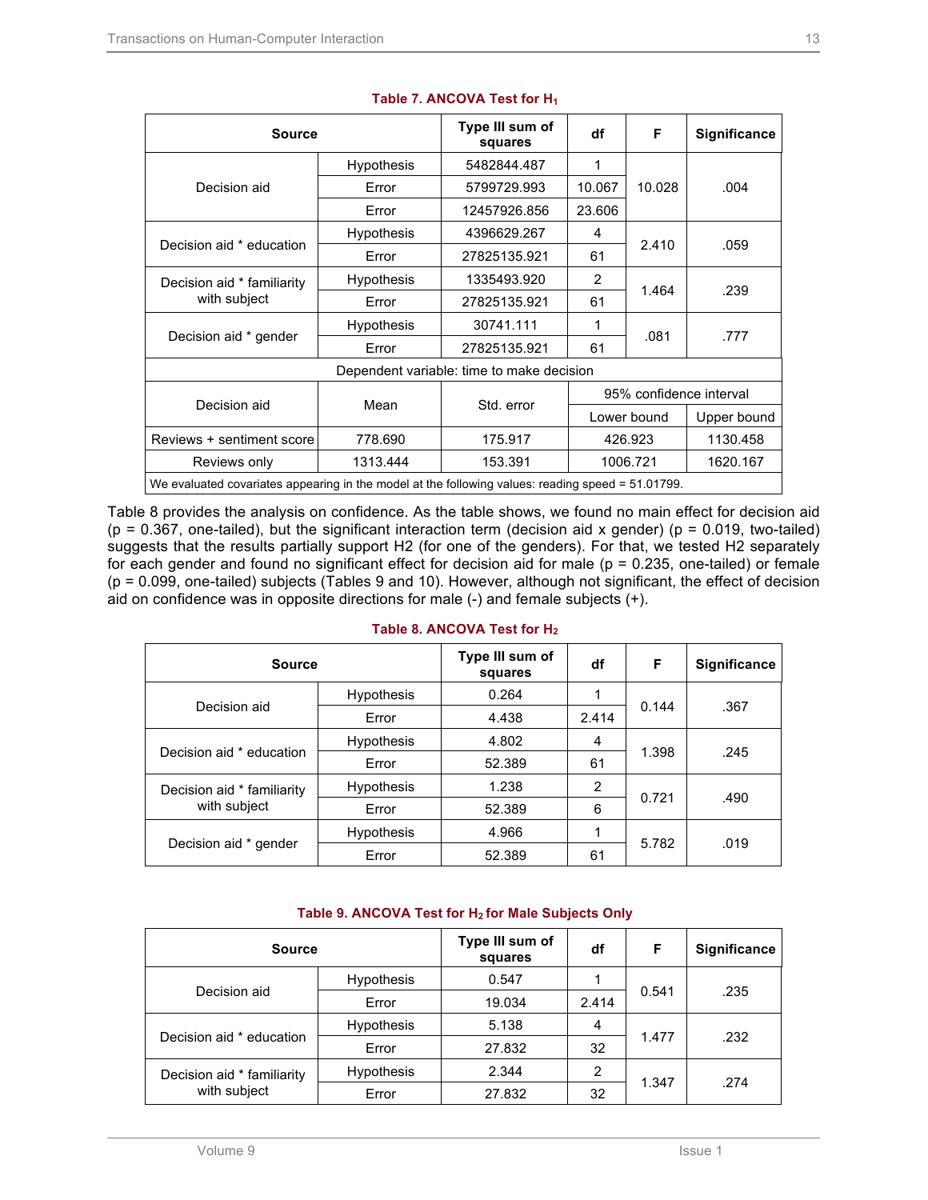**Table 7. ANCOVA Test for $H_1$**

| Source | | Type III sum of squares | df | F | Significance |
|---|---|---|---|---|---|
| Decision aid | Hypothesis | 5482844.487 | 1 | 10.028 | .004 |
| | Error | 5799729.993 | 10.067 | | |
| | Error | 12457926.856 | 23.606 | | |
| Decision aid * education | Hypothesis | 4396629.267 | 4 | 2.410 | .059 |
| | Error | 27825135.921 | 61 | | |
| Decision aid * familiarity with subject | Hypothesis | 1335493.920 | 2 | 1.464 | .239 |
| | Error | 27825135.921 | 61 | | |
| Decision aid * gender | Hypothesis | 30741.111 | 1 | .081 | .777 |
| | Error | 27825135.921 | 61 | | |
| Dependent variable: time to make decision | | | | | |
| Decision aid | Mean | Std. error | 95% confidence interval | | |
| | | | Lower bound | Upper bound | |
| Reviews + sentiment score | 778.690 | 175.917 | 426.923 | 1130.458 | |
| Reviews only | 1313.444 | 153.391 | 1006.721 | 1620.167 | |
| We evaluated covariates appearing in the model at the following values: reading speed = 51.01799. | | | | | |

Table 8 provides the analysis on confidence. As the table shows, we found no main effect for decision aid (p = 0.367, one-tailed), but the significant interaction term (decision aid x gender) (p = 0.019, two-tailed) suggests that the results partially support H2 (for one of the genders). For that, we tested H2 separately for each gender and found no significant effect for decision aid for male (p = 0.235, one-tailed) or female (p = 0.099, one-tailed) subjects (Tables 9 and 10). However, although not significant, the effect of decision aid on confidence was in opposite directions for male (-) and female subjects (+).

**Table 8. ANCOVA Test for $H_2$**

| Source | | Type III sum of squares | df | F | Significance |
|---|---|---|---|---|---|
| Decision aid | Hypothesis | 0.264 | 1 | 0.144 | .367 |
| | Error | 4.438 | 2.414 | | |
| Decision aid * education | Hypothesis | 4.802 | 4 | 1.398 | .245 |
| | Error | 52.389 | 61 | | |
| Decision aid * familiarity with subject | Hypothesis | 1.238 | 2 | 0.721 | .490 |
| | Error | 52.389 | 6 | | |
| Decision aid * gender | Hypothesis | 4.966 | 1 | 5.782 | .019 |
| | Error | 52.389 | 61 | | |

**Table 9. ANCOVA Test for $H_2$ for Male Subjects Only**

| Source | | Type III sum of squares | df | F | Significance |
|---|---|---|---|---|---|
| Decision aid | Hypothesis | 0.547 | 1 | 0.541 | .235 |
| | Error | 19.034 | 2.414 | | |
| Decision aid * education | Hypothesis | 5.138 | 4 | 1.477 | .232 |
| | Error | 27.832 | 32 | | |
| Decision aid * familiarity with subject | Hypothesis | 2.344 | 2 | 1.347 | .274 |
| | Error | 27.832 | 32 | | |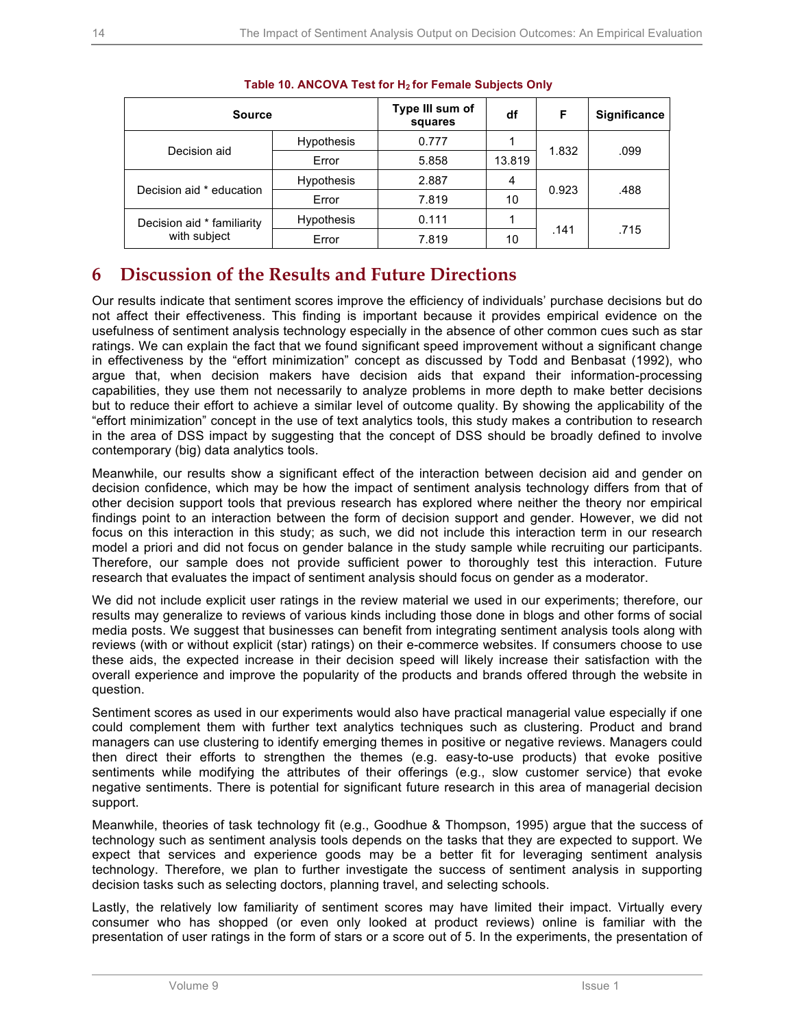**Table 10. ANCOVA Test for $H_2$ for Female Subjects Only**

| Source | | Type III sum of squares | df | F | Significance |
|---|---|---|---|---|---|
| Decision aid | Hypothesis | 0.777 | 1 | 1.832 | .099 |
| | Error | 5.858 | 13.819 | | |
| Decision aid * education | Hypothesis | 2.887 | 4 | 0.923 | .488 |
| | Error | 7.819 | 10 | | |
| Decision aid * familiarity with subject | Hypothesis | 0.111 | 1 | .141 | .715 |
| | Error | 7.819 | 10 | | |

# 6 Discussion of the Results and Future Directions

Our results indicate that sentiment scores improve the efficiency of individuals' purchase decisions but do not affect their effectiveness. This finding is important because it provides empirical evidence on the usefulness of sentiment analysis technology especially in the absence of other common cues such as star ratings. We can explain the fact that we found significant speed improvement without a significant change in effectiveness by the "effort minimization" concept as discussed by Todd and Benbasat (1992), who argue that, when decision makers have decision aids that expand their information-processing capabilities, they use them not necessarily to analyze problems in more depth to make better decisions but to reduce their effort to achieve a similar level of outcome quality. By showing the applicability of the "effort minimization" concept in the use of text analytics tools, this study makes a contribution to research in the area of DSS impact by suggesting that the concept of DSS should be broadly defined to involve contemporary (big) data analytics tools.

Meanwhile, our results show a significant effect of the interaction between decision aid and gender on decision confidence, which may be how the impact of sentiment analysis technology differs from that of other decision support tools that previous research has explored where neither the theory nor empirical findings point to an interaction between the form of decision support and gender. However, we did not focus on this interaction in this study; as such, we did not include this interaction term in our research model a priori and did not focus on gender balance in the study sample while recruiting our participants. Therefore, our sample does not provide sufficient power to thoroughly test this interaction. Future research that evaluates the impact of sentiment analysis should focus on gender as a moderator.

We did not include explicit user ratings in the review material we used in our experiments; therefore, our results may generalize to reviews of various kinds including those done in blogs and other forms of social media posts. We suggest that businesses can benefit from integrating sentiment analysis tools along with reviews (with or without explicit (star) ratings) on their e-commerce websites. If consumers choose to use these aids, the expected increase in their decision speed will likely increase their satisfaction with the overall experience and improve the popularity of the products and brands offered through the website in question.

Sentiment scores as used in our experiments would also have practical managerial value especially if one could complement them with further text analytics techniques such as clustering. Product and brand managers can use clustering to identify emerging themes in positive or negative reviews. Managers could then direct their efforts to strengthen the themes (e.g. easy-to-use products) that evoke positive sentiments while modifying the attributes of their offerings (e.g., slow customer service) that evoke negative sentiments. There is potential for significant future research in this area of managerial decision support.

Meanwhile, theories of task technology fit (e.g., Goodhue & Thompson, 1995) argue that the success of technology such as sentiment analysis tools depends on the tasks that they are expected to support. We expect that services and experience goods may be a better fit for leveraging sentiment analysis technology. Therefore, we plan to further investigate the success of sentiment analysis in supporting decision tasks such as selecting doctors, planning travel, and selecting schools.

Lastly, the relatively low familiarity of sentiment scores may have limited their impact. Virtually every consumer who has shopped (or even only looked at product reviews) online is familiar with the presentation of user ratings in the form of stars or a score out of 5. In the experiments, the presentation of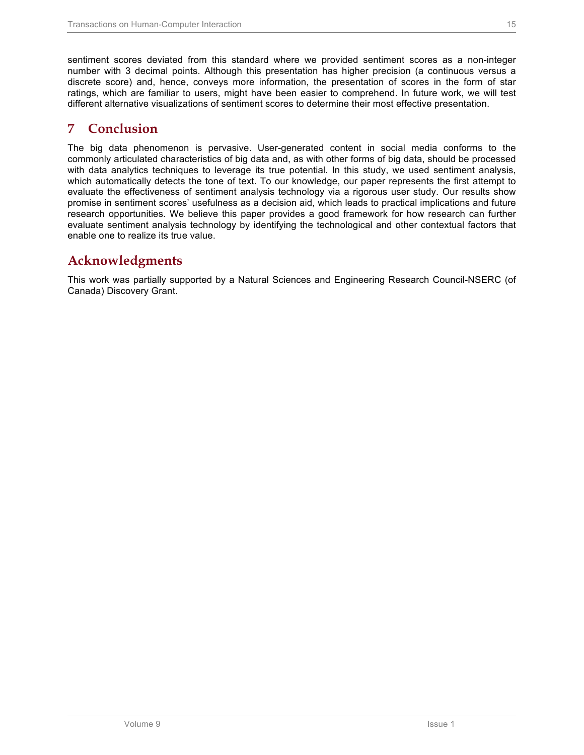sentiment scores deviated from this standard where we provided sentiment scores as a non-integer number with 3 decimal points. Although this presentation has higher precision (a continuous versus a discrete score) and, hence, conveys more information, the presentation of scores in the form of star ratings, which are familiar to users, might have been easier to comprehend. In future work, we will test different alternative visualizations of sentiment scores to determine their most effective presentation.

# 7 Conclusion

The big data phenomenon is pervasive. User-generated content in social media conforms to the commonly articulated characteristics of big data and, as with other forms of big data, should be processed with data analytics techniques to leverage its true potential. In this study, we used sentiment analysis, which automatically detects the tone of text. To our knowledge, our paper represents the first attempt to evaluate the effectiveness of sentiment analysis technology via a rigorous user study. Our results show promise in sentiment scores' usefulness as a decision aid, which leads to practical implications and future research opportunities. We believe this paper provides a good framework for how research can further evaluate sentiment analysis technology by identifying the technological and other contextual factors that enable one to realize its true value.

# Acknowledgments

This work was partially supported by a Natural Sciences and Engineering Research Council-NSERC (of Canada) Discovery Grant.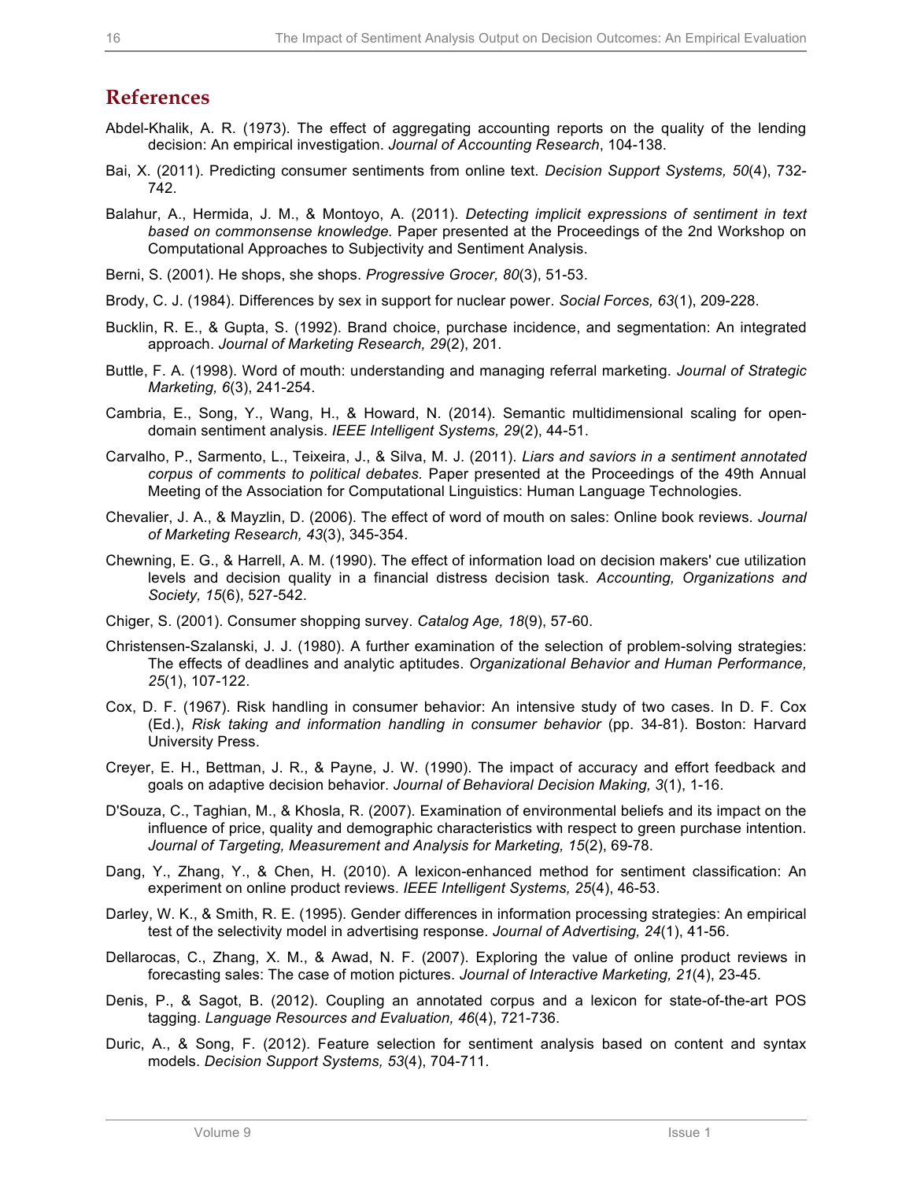## References

Abdel-Khalik, A. R. (1973). The effect of aggregating accounting reports on the quality of the lending decision: An empirical investigation. *Journal of Accounting Research*, 104-138.

Bai, X. (2011). Predicting consumer sentiments from online text. *Decision Support Systems, 50*(4), 732-742.

Balahur, A., Hermida, J. M., & Montoyo, A. (2011). *Detecting implicit expressions of sentiment in text based on commonsense knowledge.* Paper presented at the Proceedings of the 2nd Workshop on Computational Approaches to Subjectivity and Sentiment Analysis.

Berni, S. (2001). He shops, she shops. *Progressive Grocer, 80*(3), 51-53.

Brody, C. J. (1984). Differences by sex in support for nuclear power. *Social Forces, 63*(1), 209-228.

Bucklin, R. E., & Gupta, S. (1992). Brand choice, purchase incidence, and segmentation: An integrated approach. *Journal of Marketing Research, 29*(2), 201.

Buttle, F. A. (1998). Word of mouth: understanding and managing referral marketing. *Journal of Strategic Marketing, 6*(3), 241-254.

Cambria, E., Song, Y., Wang, H., & Howard, N. (2014). Semantic multidimensional scaling for open-domain sentiment analysis. *IEEE Intelligent Systems, 29*(2), 44-51.

Carvalho, P., Sarmento, L., Teixeira, J., & Silva, M. J. (2011). *Liars and saviors in a sentiment annotated corpus of comments to political debates.* Paper presented at the Proceedings of the 49th Annual Meeting of the Association for Computational Linguistics: Human Language Technologies.

Chevalier, J. A., & Mayzlin, D. (2006). The effect of word of mouth on sales: Online book reviews. *Journal of Marketing Research, 43*(3), 345-354.

Chewning, E. G., & Harrell, A. M. (1990). The effect of information load on decision makers' cue utilization levels and decision quality in a financial distress decision task. *Accounting, Organizations and Society, 15*(6), 527-542.

Chiger, S. (2001). Consumer shopping survey. *Catalog Age, 18*(9), 57-60.

Christensen-Szalanski, J. J. (1980). A further examination of the selection of problem-solving strategies: The effects of deadlines and analytic aptitudes. *Organizational Behavior and Human Performance, 25*(1), 107-122.

Cox, D. F. (1967). Risk handling in consumer behavior: An intensive study of two cases. In D. F. Cox (Ed.), *Risk taking and information handling in consumer behavior* (pp. 34-81). Boston: Harvard University Press.

Creyer, E. H., Bettman, J. R., & Payne, J. W. (1990). The impact of accuracy and effort feedback and goals on adaptive decision behavior. *Journal of Behavioral Decision Making, 3*(1), 1-16.

D'Souza, C., Taghian, M., & Khosla, R. (2007). Examination of environmental beliefs and its impact on the influence of price, quality and demographic characteristics with respect to green purchase intention. *Journal of Targeting, Measurement and Analysis for Marketing, 15*(2), 69-78.

Dang, Y., Zhang, Y., & Chen, H. (2010). A lexicon-enhanced method for sentiment classification: An experiment on online product reviews. *IEEE Intelligent Systems, 25*(4), 46-53.

Darley, W. K., & Smith, R. E. (1995). Gender differences in information processing strategies: An empirical test of the selectivity model in advertising response. *Journal of Advertising, 24*(1), 41-56.

Dellarocas, C., Zhang, X. M., & Awad, N. F. (2007). Exploring the value of online product reviews in forecasting sales: The case of motion pictures. *Journal of Interactive Marketing, 21*(4), 23-45.

Denis, P., & Sagot, B. (2012). Coupling an annotated corpus and a lexicon for state-of-the-art POS tagging. *Language Resources and Evaluation, 46*(4), 721-736.

Duric, A., & Song, F. (2012). Feature selection for sentiment analysis based on content and syntax models. *Decision Support Systems, 53*(4), 704-711.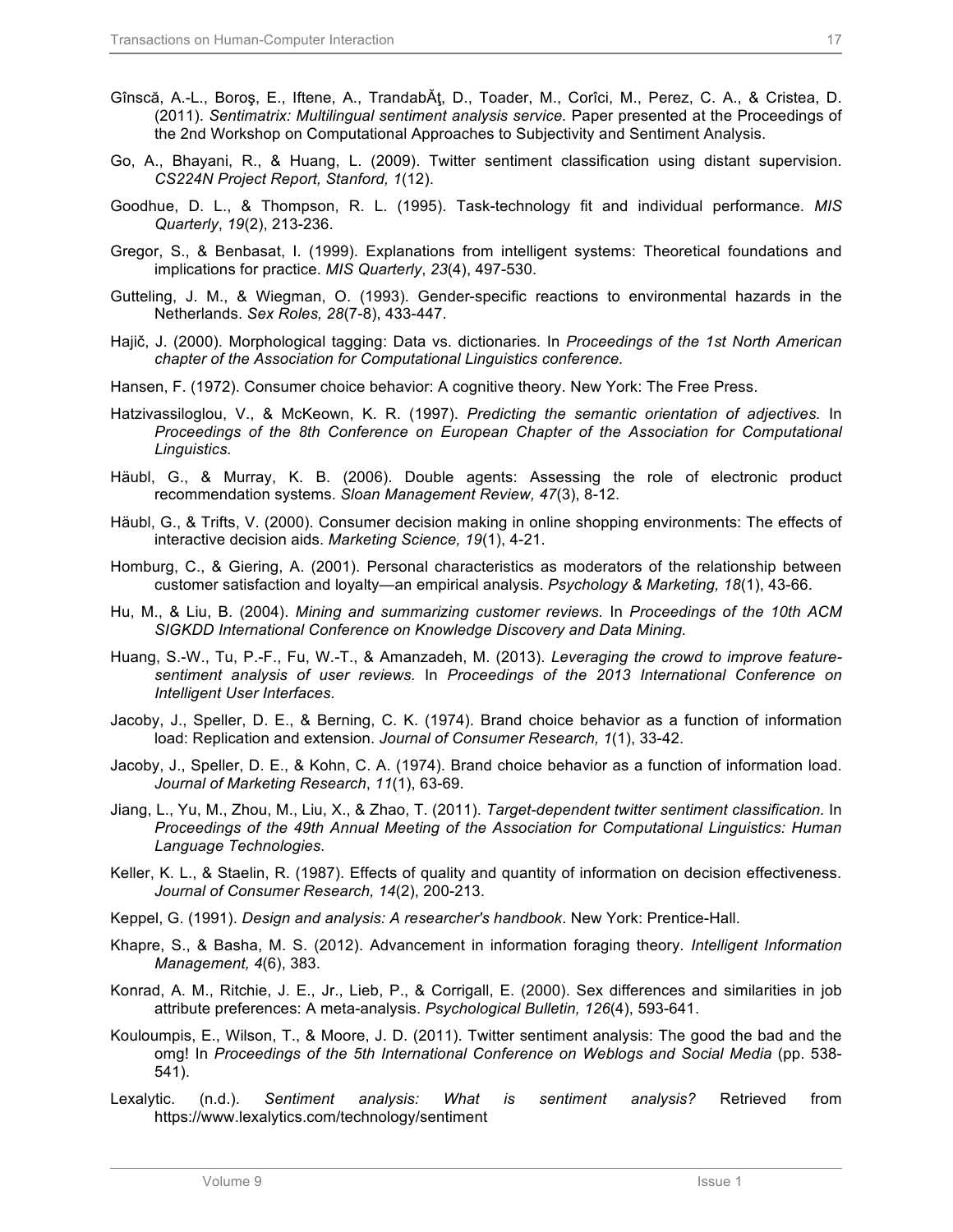Gînscă, A.-L., Boroş, E., Iftene, A., TrandabĂţ, D., Toader, M., Corîci, M., Perez, C. A., & Cristea, D. (2011). *Sentimatrix: Multilingual sentiment analysis service.* Paper presented at the Proceedings of the 2nd Workshop on Computational Approaches to Subjectivity and Sentiment Analysis.

Go, A., Bhayani, R., & Huang, L. (2009). Twitter sentiment classification using distant supervision. *CS224N Project Report, Stanford, 1*(12).

Goodhue, D. L., & Thompson, R. L. (1995). Task-technology fit and individual performance. *MIS Quarterly*, *19*(2), 213-236.

Gregor, S., & Benbasat, I. (1999). Explanations from intelligent systems: Theoretical foundations and implications for practice. *MIS Quarterly*, *23*(4), 497-530.

Gutteling, J. M., & Wiegman, O. (1993). Gender-specific reactions to environmental hazards in the Netherlands. *Sex Roles, 28*(7-8), 433-447.

Hajič, J. (2000). Morphological tagging: Data vs. dictionaries. In *Proceedings of the 1st North American chapter of the Association for Computational Linguistics conference.*

Hansen, F. (1972). Consumer choice behavior: A cognitive theory. New York: The Free Press.

Hatzivassiloglou, V., & McKeown, K. R. (1997). *Predicting the semantic orientation of adjectives.* In *Proceedings of the 8th Conference on European Chapter of the Association for Computational Linguistics.*

Häubl, G., & Murray, K. B. (2006). Double agents: Assessing the role of electronic product recommendation systems. *Sloan Management Review, 47*(3), 8-12.

Häubl, G., & Trifts, V. (2000). Consumer decision making in online shopping environments: The effects of interactive decision aids. *Marketing Science, 19*(1), 4-21.

Homburg, C., & Giering, A. (2001). Personal characteristics as moderators of the relationship between customer satisfaction and loyalty—an empirical analysis. *Psychology & Marketing, 18*(1), 43-66.

Hu, M., & Liu, B. (2004). *Mining and summarizing customer reviews.* In *Proceedings of the 10th ACM SIGKDD International Conference on Knowledge Discovery and Data Mining.*

Huang, S.-W., Tu, P.-F., Fu, W.-T., & Amanzadeh, M. (2013). *Leveraging the crowd to improve feature-sentiment analysis of user reviews.* In *Proceedings of the 2013 International Conference on Intelligent User Interfaces.*

Jacoby, J., Speller, D. E., & Berning, C. K. (1974). Brand choice behavior as a function of information load: Replication and extension. *Journal of Consumer Research, 1*(1), 33-42.

Jacoby, J., Speller, D. E., & Kohn, C. A. (1974). Brand choice behavior as a function of information load. *Journal of Marketing Research*, *11*(1), 63-69.

Jiang, L., Yu, M., Zhou, M., Liu, X., & Zhao, T. (2011). *Target-dependent twitter sentiment classification.* In *Proceedings of the 49th Annual Meeting of the Association for Computational Linguistics: Human Language Technologies.*

Keller, K. L., & Staelin, R. (1987). Effects of quality and quantity of information on decision effectiveness. *Journal of Consumer Research, 14*(2), 200-213.

Keppel, G. (1991). *Design and analysis: A researcher's handbook*. New York: Prentice-Hall.

Khapre, S., & Basha, M. S. (2012). Advancement in information foraging theory. *Intelligent Information Management, 4*(6), 383.

Konrad, A. M., Ritchie, J. E., Jr., Lieb, P., & Corrigall, E. (2000). Sex differences and similarities in job attribute preferences: A meta-analysis. *Psychological Bulletin, 126*(4), 593-641.

Kouloumpis, E., Wilson, T., & Moore, J. D. (2011). Twitter sentiment analysis: The good the bad and the omg! In *Proceedings of the 5th International Conference on Weblogs and Social Media* (pp. 538-541).

Lexalytic. (n.d.). *Sentiment analysis: What is sentiment analysis?* Retrieved from https://www.lexalytics.com/technology/sentiment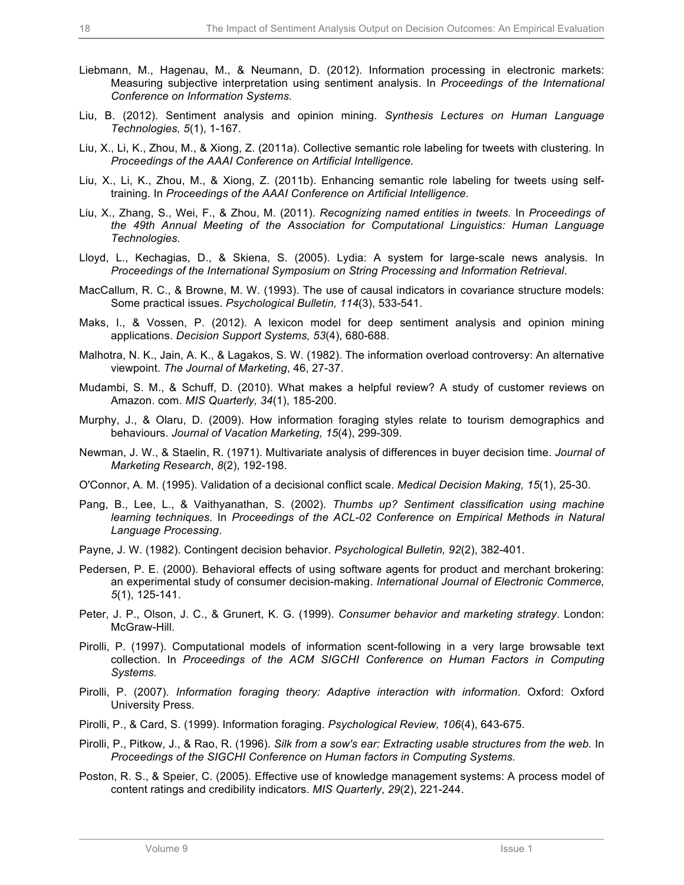Liebmann, M., Hagenau, M., & Neumann, D. (2012). Information processing in electronic markets: Measuring subjective interpretation using sentiment analysis. In *Proceedings of the International Conference on Information Systems.*

Liu, B. (2012). Sentiment analysis and opinion mining. *Synthesis Lectures on Human Language Technologies, 5*(1), 1-167.

Liu, X., Li, K., Zhou, M., & Xiong, Z. (2011a). Collective semantic role labeling for tweets with clustering. In *Proceedings of the AAAI Conference on Artificial Intelligence.*

Liu, X., Li, K., Zhou, M., & Xiong, Z. (2011b). Enhancing semantic role labeling for tweets using self-training. In *Proceedings of the AAAI Conference on Artificial Intelligence.*

Liu, X., Zhang, S., Wei, F., & Zhou, M. (2011). *Recognizing named entities in tweets.* In *Proceedings of the 49th Annual Meeting of the Association for Computational Linguistics: Human Language Technologies.*

Lloyd, L., Kechagias, D., & Skiena, S. (2005). Lydia: A system for large-scale news analysis. In *Proceedings of the International Symposium on String Processing and Information Retrieval*.

MacCallum, R. C., & Browne, M. W. (1993). The use of causal indicators in covariance structure models: Some practical issues. *Psychological Bulletin, 114*(3), 533-541.

Maks, I., & Vossen, P. (2012). A lexicon model for deep sentiment analysis and opinion mining applications. *Decision Support Systems, 53*(4), 680-688.

Malhotra, N. K., Jain, A. K., & Lagakos, S. W. (1982). The information overload controversy: An alternative viewpoint. *The Journal of Marketing*, 46, 27-37.

Mudambi, S. M., & Schuff, D. (2010). What makes a helpful review? A study of customer reviews on Amazon. com. *MIS Quarterly, 34*(1), 185-200.

Murphy, J., & Olaru, D. (2009). How information foraging styles relate to tourism demographics and behaviours. *Journal of Vacation Marketing, 15*(4), 299-309.

Newman, J. W., & Staelin, R. (1971). Multivariate analysis of differences in buyer decision time. *Journal of Marketing Research*, *8*(2), 192-198.

O'Connor, A. M. (1995). Validation of a decisional conflict scale. *Medical Decision Making, 15*(1), 25-30.

Pang, B., Lee, L., & Vaithyanathan, S. (2002). *Thumbs up? Sentiment classification using machine learning techniques.* In *Proceedings of the ACL-02 Conference on Empirical Methods in Natural Language Processing*.

Payne, J. W. (1982). Contingent decision behavior. *Psychological Bulletin, 92*(2), 382-401.

Pedersen, P. E. (2000). Behavioral effects of using software agents for product and merchant brokering: an experimental study of consumer decision-making. *International Journal of Electronic Commerce, 5*(1), 125-141.

Peter, J. P., Olson, J. C., & Grunert, K. G. (1999). *Consumer behavior and marketing strategy*. London: McGraw-Hill.

Pirolli, P. (1997). Computational models of information scent-following in a very large browsable text collection. In *Proceedings of the ACM SIGCHI Conference on Human Factors in Computing Systems.*

Pirolli, P. (2007). *Information foraging theory: Adaptive interaction with information*. Oxford: Oxford University Press.

Pirolli, P., & Card, S. (1999). Information foraging. *Psychological Review, 106*(4), 643-675.

Pirolli, P., Pitkow, J., & Rao, R. (1996). *Silk from a sow's ear: Extracting usable structures from the web.* In *Proceedings of the SIGCHI Conference on Human factors in Computing Systems.*

Poston, R. S., & Speier, C. (2005). Effective use of knowledge management systems: A process model of content ratings and credibility indicators. *MIS Quarterly*, *29*(2), 221-244.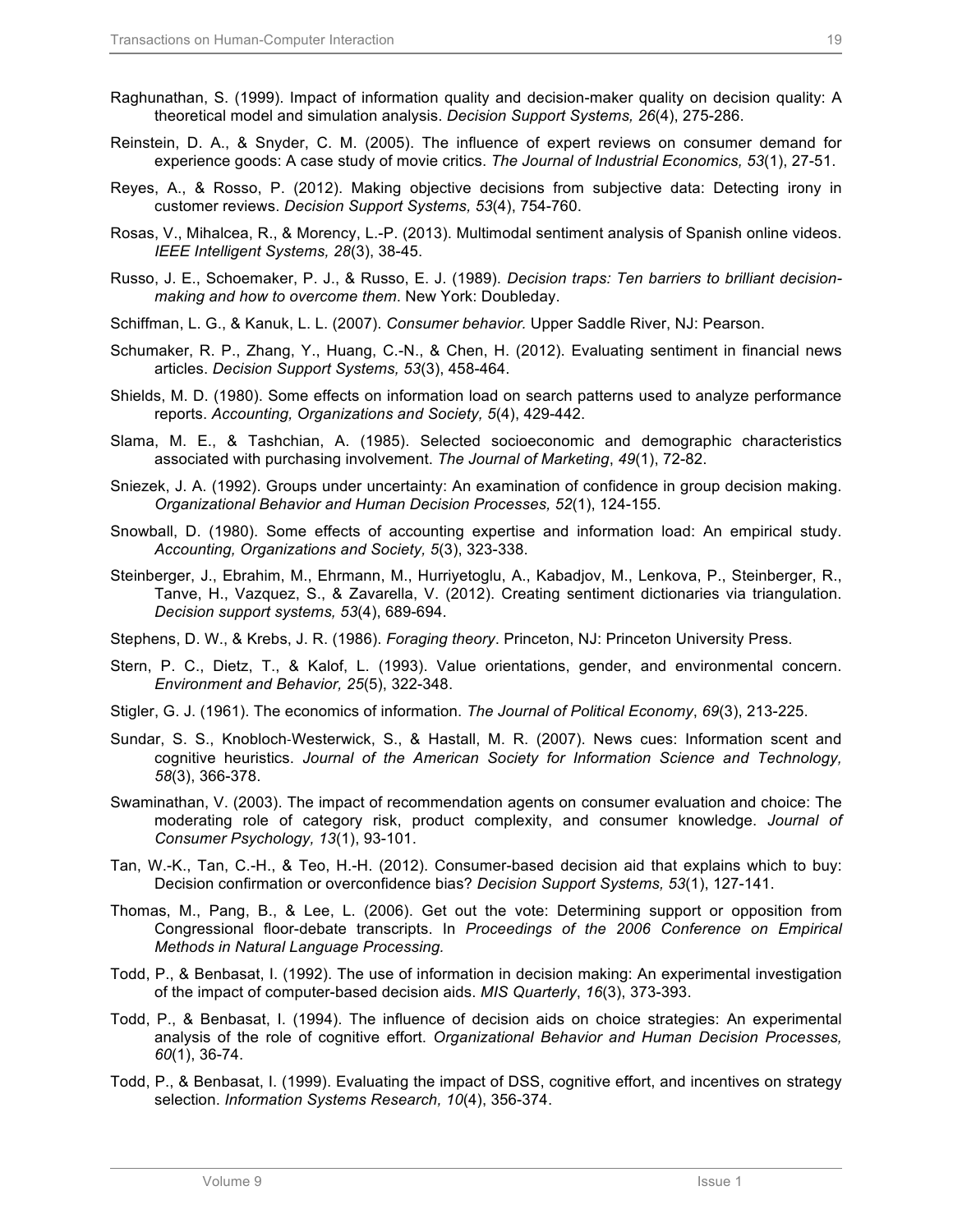Raghunathan, S. (1999). Impact of information quality and decision-maker quality on decision quality: A theoretical model and simulation analysis. *Decision Support Systems, 26*(4), 275-286.

Reinstein, D. A., & Snyder, C. M. (2005). The influence of expert reviews on consumer demand for experience goods: A case study of movie critics. *The Journal of Industrial Economics, 53*(1), 27-51.

Reyes, A., & Rosso, P. (2012). Making objective decisions from subjective data: Detecting irony in customer reviews. *Decision Support Systems, 53*(4), 754-760.

Rosas, V., Mihalcea, R., & Morency, L.-P. (2013). Multimodal sentiment analysis of Spanish online videos. *IEEE Intelligent Systems, 28*(3), 38-45.

Russo, J. E., Schoemaker, P. J., & Russo, E. J. (1989). *Decision traps: Ten barriers to brilliant decision-making and how to overcome them*. New York: Doubleday.

Schiffman, L. G., & Kanuk, L. L. (2007). *Consumer behavior.* Upper Saddle River, NJ: Pearson.

Schumaker, R. P., Zhang, Y., Huang, C.-N., & Chen, H. (2012). Evaluating sentiment in financial news articles. *Decision Support Systems, 53*(3), 458-464.

Shields, M. D. (1980). Some effects on information load on search patterns used to analyze performance reports. *Accounting, Organizations and Society, 5*(4), 429-442.

Slama, M. E., & Tashchian, A. (1985). Selected socioeconomic and demographic characteristics associated with purchasing involvement. *The Journal of Marketing*, *49*(1), 72-82.

Sniezek, J. A. (1992). Groups under uncertainty: An examination of confidence in group decision making. *Organizational Behavior and Human Decision Processes, 52*(1), 124-155.

Snowball, D. (1980). Some effects of accounting expertise and information load: An empirical study. *Accounting, Organizations and Society, 5*(3), 323-338.

Steinberger, J., Ebrahim, M., Ehrmann, M., Hurriyetoglu, A., Kabadjov, M., Lenkova, P., Steinberger, R., Tanve, H., Vazquez, S., & Zavarella, V. (2012). Creating sentiment dictionaries via triangulation. *Decision support systems, 53*(4), 689-694.

Stephens, D. W., & Krebs, J. R. (1986). *Foraging theory*. Princeton, NJ: Princeton University Press.

Stern, P. C., Dietz, T., & Kalof, L. (1993). Value orientations, gender, and environmental concern. *Environment and Behavior, 25*(5), 322-348.

Stigler, G. J. (1961). The economics of information. *The Journal of Political Economy*, *69*(3), 213-225.

Sundar, S. S., Knobloch-Westerwick, S., & Hastall, M. R. (2007). News cues: Information scent and cognitive heuristics. *Journal of the American Society for Information Science and Technology, 58*(3), 366-378.

Swaminathan, V. (2003). The impact of recommendation agents on consumer evaluation and choice: The moderating role of category risk, product complexity, and consumer knowledge. *Journal of Consumer Psychology, 13*(1), 93-101.

Tan, W.-K., Tan, C.-H., & Teo, H.-H. (2012). Consumer-based decision aid that explains which to buy: Decision confirmation or overconfidence bias? *Decision Support Systems, 53*(1), 127-141.

Thomas, M., Pang, B., & Lee, L. (2006). Get out the vote: Determining support or opposition from Congressional floor-debate transcripts. In *Proceedings of the 2006 Conference on Empirical Methods in Natural Language Processing.*

Todd, P., & Benbasat, I. (1992). The use of information in decision making: An experimental investigation of the impact of computer-based decision aids. *MIS Quarterly*, *16*(3), 373-393.

Todd, P., & Benbasat, I. (1994). The influence of decision aids on choice strategies: An experimental analysis of the role of cognitive effort. *Organizational Behavior and Human Decision Processes, 60*(1), 36-74.

Todd, P., & Benbasat, I. (1999). Evaluating the impact of DSS, cognitive effort, and incentives on strategy selection. *Information Systems Research, 10*(4), 356-374.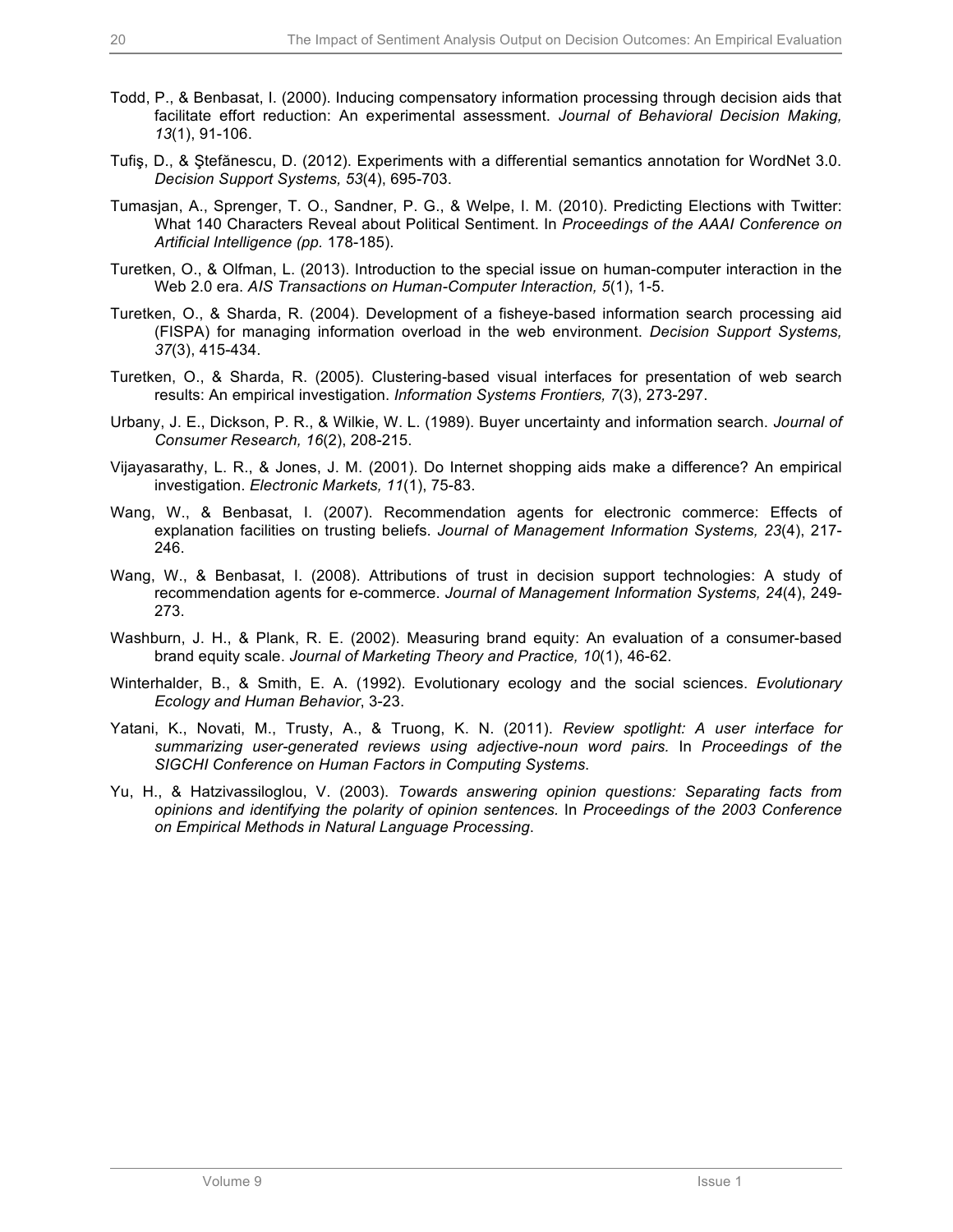Todd, P., & Benbasat, I. (2000). Inducing compensatory information processing through decision aids that facilitate effort reduction: An experimental assessment. *Journal of Behavioral Decision Making, 13*(1), 91-106.

Tufiş, D., & Ştefănescu, D. (2012). Experiments with a differential semantics annotation for WordNet 3.0. *Decision Support Systems, 53*(4), 695-703.

Tumasjan, A., Sprenger, T. O., Sandner, P. G., & Welpe, I. M. (2010). Predicting Elections with Twitter: What 140 Characters Reveal about Political Sentiment. In *Proceedings of the AAAI Conference on Artificial Intelligence (pp.* 178-185).

Turetken, O., & Olfman, L. (2013). Introduction to the special issue on human-computer interaction in the Web 2.0 era. *AIS Transactions on Human-Computer Interaction, 5*(1), 1-5.

Turetken, O., & Sharda, R. (2004). Development of a fisheye-based information search processing aid (FISPA) for managing information overload in the web environment. *Decision Support Systems, 37*(3), 415-434.

Turetken, O., & Sharda, R. (2005). Clustering-based visual interfaces for presentation of web search results: An empirical investigation. *Information Systems Frontiers, 7*(3), 273-297.

Urbany, J. E., Dickson, P. R., & Wilkie, W. L. (1989). Buyer uncertainty and information search. *Journal of Consumer Research, 16*(2), 208-215.

Vijayasarathy, L. R., & Jones, J. M. (2001). Do Internet shopping aids make a difference? An empirical investigation. *Electronic Markets, 11*(1), 75-83.

Wang, W., & Benbasat, I. (2007). Recommendation agents for electronic commerce: Effects of explanation facilities on trusting beliefs. *Journal of Management Information Systems, 23*(4), 217-246.

Wang, W., & Benbasat, I. (2008). Attributions of trust in decision support technologies: A study of recommendation agents for e-commerce. *Journal of Management Information Systems, 24*(4), 249-273.

Washburn, J. H., & Plank, R. E. (2002). Measuring brand equity: An evaluation of a consumer-based brand equity scale. *Journal of Marketing Theory and Practice, 10*(1), 46-62.

Winterhalder, B., & Smith, E. A. (1992). Evolutionary ecology and the social sciences. *Evolutionary Ecology and Human Behavior*, 3-23.

Yatani, K., Novati, M., Trusty, A., & Truong, K. N. (2011). *Review spotlight: A user interface for summarizing user-generated reviews using adjective-noun word pairs.* In *Proceedings of the SIGCHI Conference on Human Factors in Computing Systems*.

Yu, H., & Hatzivassiloglou, V. (2003). *Towards answering opinion questions: Separating facts from opinions and identifying the polarity of opinion sentences.* In *Proceedings of the 2003 Conference on Empirical Methods in Natural Language Processing*.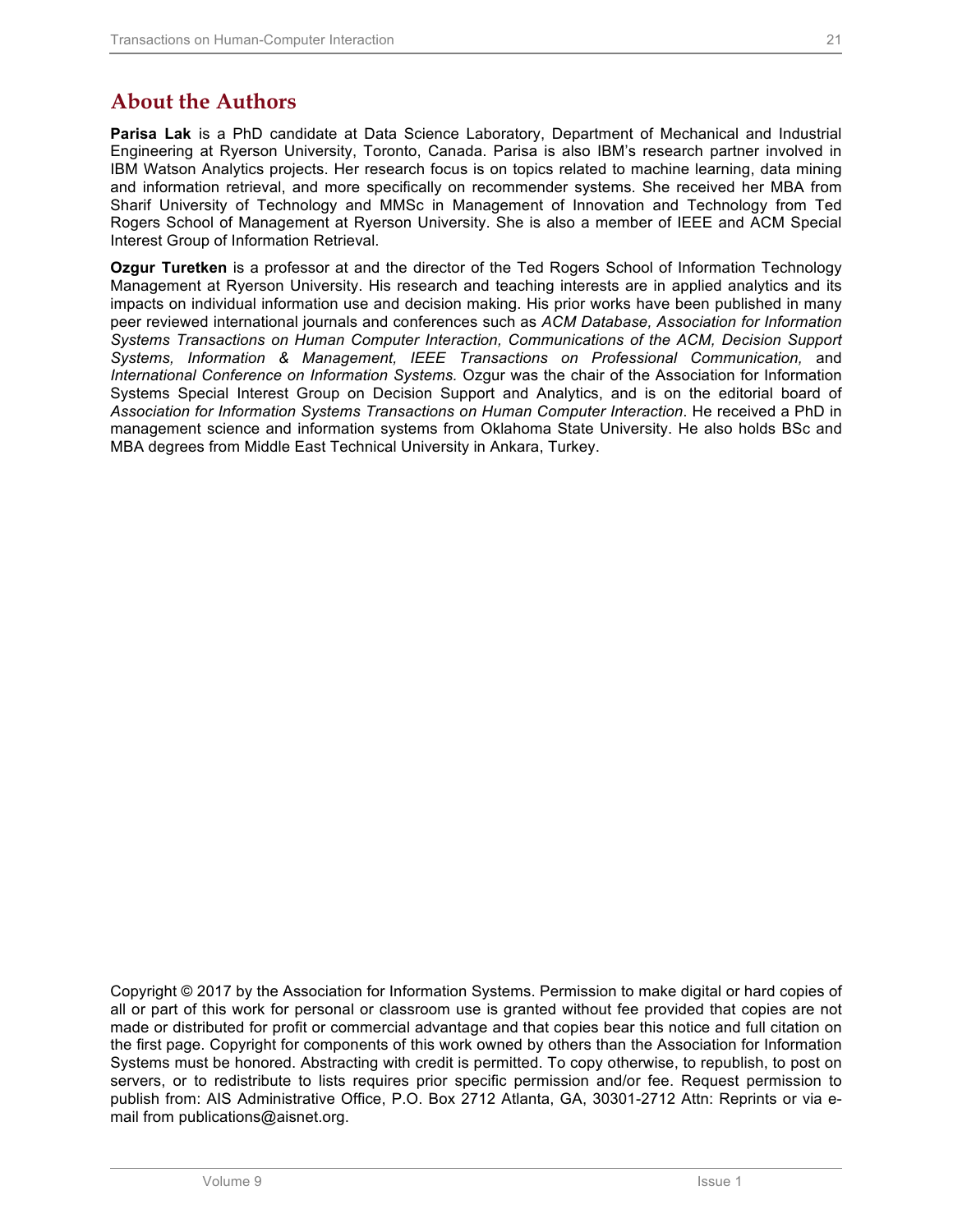## About the Authors

**Parisa Lak** is a PhD candidate at Data Science Laboratory, Department of Mechanical and Industrial Engineering at Ryerson University, Toronto, Canada. Parisa is also IBM's research partner involved in IBM Watson Analytics projects. Her research focus is on topics related to machine learning, data mining and information retrieval, and more specifically on recommender systems. She received her MBA from Sharif University of Technology and MMSc in Management of Innovation and Technology from Ted Rogers School of Management at Ryerson University. She is also a member of IEEE and ACM Special Interest Group of Information Retrieval.

**Ozgur Turetken** is a professor at and the director of the Ted Rogers School of Information Technology Management at Ryerson University. His research and teaching interests are in applied analytics and its impacts on individual information use and decision making. His prior works have been published in many peer reviewed international journals and conferences such as *ACM Database, Association for Information Systems Transactions on Human Computer Interaction, Communications of the ACM, Decision Support Systems, Information & Management, IEEE Transactions on Professional Communication,* and *International Conference on Information Systems.* Ozgur was the chair of the Association for Information Systems Special Interest Group on Decision Support and Analytics, and is on the editorial board of *Association for Information Systems Transactions on Human Computer Interaction*. He received a PhD in management science and information systems from Oklahoma State University. He also holds BSc and MBA degrees from Middle East Technical University in Ankara, Turkey.

Copyright © 2017 by the Association for Information Systems. Permission to make digital or hard copies of all or part of this work for personal or classroom use is granted without fee provided that copies are not made or distributed for profit or commercial advantage and that copies bear this notice and full citation on the first page. Copyright for components of this work owned by others than the Association for Information Systems must be honored. Abstracting with credit is permitted. To copy otherwise, to republish, to post on servers, or to redistribute to lists requires prior specific permission and/or fee. Request permission to publish from: AIS Administrative Office, P.O. Box 2712 Atlanta, GA, 30301-2712 Attn: Reprints or via e-mail from publications@aisnet.org.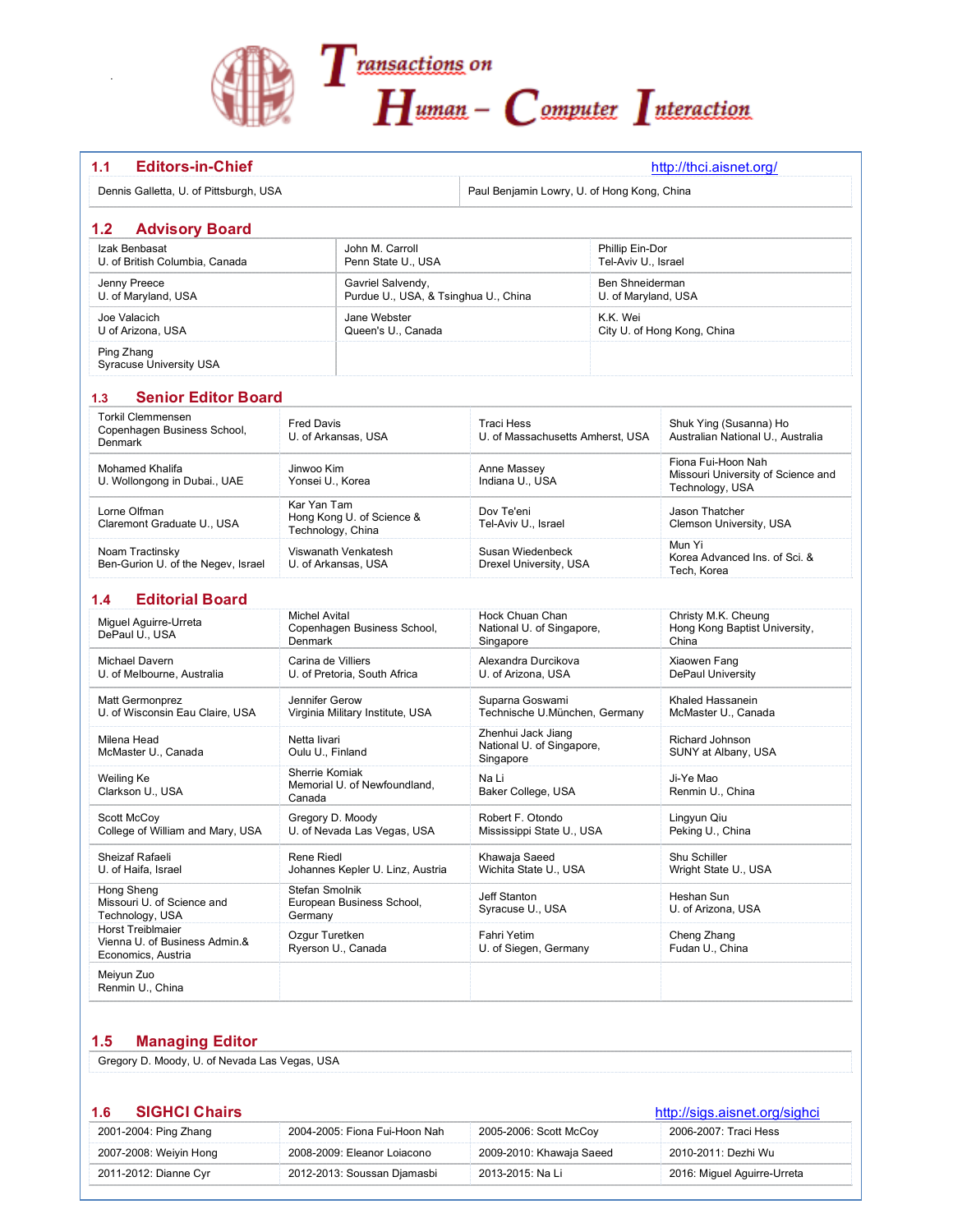# Transactions on Human – Computer Interaction

## 1.1 Editors-in-Chief

http://thci.aisnet.org/

| | |
|---|---|
| Dennis Galletta, U. of Pittsburgh, USA | Paul Benjamin Lowry, U. of Hong Kong, China |

## 1.2 Advisory Board

| | | |
|---|---|---|
| Izak Benbasat<br>U. of British Columbia, Canada | John M. Carroll<br>Penn State U., USA | Phillip Ein-Dor<br>Tel-Aviv U., Israel |
| Jenny Preece<br>U. of Maryland, USA | Gavriel Salvendy,<br>Purdue U., USA, & Tsinghua U., China | Ben Shneiderman<br>U. of Maryland, USA |
| Joe Valacich<br>U of Arizona, USA | Jane Webster<br>Queen's U., Canada | K.K. Wei<br>City U. of Hong Kong, China |
| Ping Zhang<br>Syracuse University USA | | |

## 1.3 Senior Editor Board

| | | | |
|---|---|---|---|
| Torkil Clemmensen<br>Copenhagen Business School, Denmark | Fred Davis<br>U. of Arkansas, USA | Traci Hess<br>U. of Massachusetts Amherst, USA | Shuk Ying (Susanna) Ho<br>Australian National U., Australia |
| Mohamed Khalifa<br>U. Wollongong in Dubai., UAE | Jinwoo Kim<br>Yonsei U., Korea | Anne Massey<br>Indiana U., USA | Fiona Fui-Hoon Nah<br>Missouri University of Science and Technology, USA |
| Lorne Olfman<br>Claremont Graduate U., USA | Kar Yan Tam<br>Hong Kong U. of Science & Technology, China | Dov Te'eni<br>Tel-Aviv U., Israel | Jason Thatcher<br>Clemson University, USA |
| Noam Tractinsky<br>Ben-Gurion U. of the Negev, Israel | Viswanath Venkatesh<br>U. of Arkansas, USA | Susan Wiedenbeck<br>Drexel University, USA | Mun Yi<br>Korea Advanced Ins. of Sci. & Tech, Korea |

## 1.4 Editorial Board

| | | | |
|---|---|---|---|
| Miguel Aguirre-Urreta<br>DePaul U., USA | Michel Avital<br>Copenhagen Business School, Denmark | Hock Chuan Chan<br>National U. of Singapore, Singapore | Christy M.K. Cheung<br>Hong Kong Baptist University, China |
| Michael Davern<br>U. of Melbourne, Australia | Carina de Villiers<br>U. of Pretoria, South Africa | Alexandra Durcikova<br>U. of Arizona, USA | Xiaowen Fang<br>DePaul University |
| Matt Germonprez<br>U. of Wisconsin Eau Claire, USA | Jennifer Gerow<br>Virginia Military Institute, USA | Suparna Goswami<br>Technische U.München, Germany | Khaled Hassanein<br>McMaster U., Canada |
| Milena Head<br>McMaster U., Canada | Netta Iivari<br>Oulu U., Finland | Zhenhui Jack Jiang<br>National U. of Singapore, Singapore | Richard Johnson<br>SUNY at Albany, USA |
| Weiling Ke<br>Clarkson U., USA | Sherrie Komiak<br>Memorial U. of Newfoundland, Canada | Na Li<br>Baker College, USA | Ji-Ye Mao<br>Renmin U., China |
| Scott McCoy<br>College of William and Mary, USA | Gregory D. Moody<br>U. of Nevada Las Vegas, USA | Robert F. Otondo<br>Mississippi State U., USA | Lingyun Qiu<br>Peking U., China |
| Sheizaf Rafaeli<br>U. of Haifa, Israel | Rene Riedl<br>Johannes Kepler U. Linz, Austria | Khawaja Saeed<br>Wichita State U., USA | Shu Schiller<br>Wright State U., USA |
| Hong Sheng<br>Missouri U. of Science and Technology, USA | Stefan Smolnik<br>European Business School, Germany | Jeff Stanton<br>Syracuse U., USA | Heshan Sun<br>U. of Arizona, USA |
| Horst Treiblmaier<br>Vienna U. of Business Admin.& Economics, Austria | Ozgur Turetken<br>Ryerson U., Canada | Fahri Yetim<br>U. of Siegen, Germany | Cheng Zhang<br>Fudan U., China |
| Meiyun Zuo<br>Renmin U., China | | | |

## 1.5 Managing Editor

Gregory D. Moody, U. of Nevada Las Vegas, USA

## 1.6 SIGHCI Chairs

http://sigs.aisnet.org/sighci

| | | | |
|---|---|---|---|
| 2001-2004: Ping Zhang | 2004-2005: Fiona Fui-Hoon Nah | 2005-2006: Scott McCoy | 2006-2007: Traci Hess |
| 2007-2008: Weiyin Hong | 2008-2009: Eleanor Loiacono | 2009-2010: Khawaja Saeed | 2010-2011: Dezhi Wu |
| 2011-2012: Dianne Cyr | 2012-2013: Soussan Djamasbi | 2013-2015: Na Li | 2016: Miguel Aguirre-Urreta |